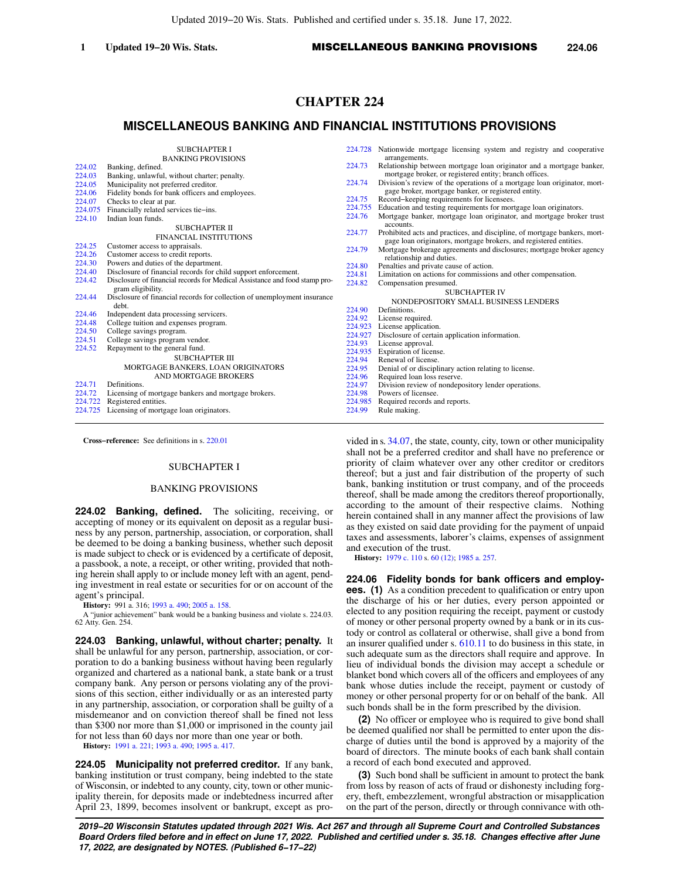# CHAPTER 224

## MISCELLANEOUS BANKING AND FINANCIAL INSTITUTIONS PROVISIONS

SUBCHAPTER I
BANKING PROVISIONS

224.02 Banking, defined.
224.03 Banking, unlawful, without charter; penalty.
224.05 Municipality not preferred creditor.
224.06 Fidelity bonds for bank officers and employees.
224.07 Checks to clear at par.
224.075 Financially related services tie−ins.
224.10 Indian loan funds.

SUBCHAPTER II
FINANCIAL INSTITUTIONS

224.25 Customer access to appraisals.
224.26 Customer access to credit reports.
224.30 Powers and duties of the department.
224.40 Disclosure of financial records for child support enforcement.
224.42 Disclosure of financial records for Medical Assistance and food stamp program eligibility.
224.44 Disclosure of financial records for collection of unemployment insurance debt.
224.46 Independent data processing servicers.
224.48 College tuition and expenses program.
224.50 College savings program.
224.51 College savings program vendor.
224.52 Repayment to the general fund.

SUBCHAPTER III
MORTGAGE BANKERS, LOAN ORIGINATORS AND MORTGAGE BROKERS

224.71 Definitions.
224.72 Licensing of mortgage bankers and mortgage brokers.
224.722 Registered entities.
224.725 Licensing of mortgage loan originators.
224.728 Nationwide mortgage licensing system and registry and cooperative arrangements.
224.73 Relationship between mortgage loan originator and a mortgage banker, mortgage broker, or registered entity; branch offices.
224.74 Division's review of the operations of a mortgage loan originator, mortgage broker, mortgage banker, or registered entity.
224.75 Record−keeping requirements for licensees.
224.755 Education and testing requirements for mortgage loan originators.
224.76 Mortgage banker, mortgage loan originator, and mortgage broker trust accounts.
224.77 Prohibited acts and practices, and discipline, of mortgage bankers, mortgage loan originators, mortgage brokers, and registered entities.
224.79 Mortgage brokerage agreements and disclosures; mortgage broker agency relationship and duties.
224.80 Penalties and private cause of action.
224.81 Limitation on actions for commissions and other compensation.
224.82 Compensation presumed.

SUBCHAPTER IV
NONDEPOSITORY SMALL BUSINESS LENDERS

224.90 Definitions.
224.92 License required.
224.923 License application.
224.927 Disclosure of certain application information.
224.93 License approval.
224.935 Expiration of license.
224.94 Renewal of license.
224.95 Denial of or disciplinary action relating to license.
224.96 Required loan loss reserve.
224.97 Division review of nondepository lender operations.
224.98 Powers of licensee.
224.985 Required records and reports.
224.99 Rule making.

---

**Cross−reference:** See definitions in s. 220.01

SUBCHAPTER I

BANKING PROVISIONS

**224.02 Banking, defined.** The soliciting, receiving, or accepting of money or its equivalent on deposit as a regular business by any person, partnership, association, or corporation, shall be deemed to be doing a banking business, whether such deposit is made subject to check or is evidenced by a certificate of deposit, a passbook, a note, a receipt, or other writing, provided that nothing herein shall apply to or include money left with an agent, pending investment in real estate or securities for or on account of the agent's principal.

**History:** 991 a. 316; 1993 a. 490; 2005 a. 158.

A "junior achievement" bank would be a banking business and violate s. 224.03. 62 Atty. Gen. 254.

**224.03 Banking, unlawful, without charter; penalty.** It shall be unlawful for any person, partnership, association, or corporation to do a banking business without having been regularly organized and chartered as a national bank, a state bank or a trust company bank. Any person or persons violating any of the provisions of this section, either individually or as an interested party in any partnership, association, or corporation shall be guilty of a misdemeanor and on conviction thereof shall be fined not less than $300 nor more than $1,000 or imprisoned in the county jail for not less than 60 days nor more than one year or both.

**History:** 1991 a. 221; 1993 a. 490; 1995 a. 417.

**224.05 Municipality not preferred creditor.** If any bank, banking institution or trust company, being indebted to the state of Wisconsin, or indebted to any county, city, town or other municipality therein, for deposits made or indebtedness incurred after April 23, 1899, becomes insolvent or bankrupt, except as provided in s. 34.07, the state, county, city, town or other municipality shall not be a preferred creditor and shall have no preference or priority of claim whatever over any other creditor or creditors thereof; but a just and fair distribution of the property of such bank, banking institution or trust company, and of the proceeds thereof, shall be made among the creditors thereof proportionally, according to the amount of their respective claims. Nothing herein contained shall in any manner affect the provisions of law as they existed on said date providing for the payment of unpaid taxes and assessments, laborer's claims, expenses of assignment and execution of the trust.

**History:** 1979 c. 110 s. 60 (12); 1985 a. 257.

**224.06 Fidelity bonds for bank officers and employees.** **(1)** As a condition precedent to qualification or entry upon the discharge of his or her duties, every person appointed or elected to any position requiring the receipt, payment or custody of money or other personal property owned by a bank or in its custody or control as collateral or otherwise, shall give a bond from an insurer qualified under s. 610.11 to do business in this state, in such adequate sum as the directors shall require and approve. In lieu of individual bonds the division may accept a schedule or blanket bond which covers all of the officers and employees of any bank whose duties include the receipt, payment or custody of money or other personal property for or on behalf of the bank. All such bonds shall be in the form prescribed by the division.

**(2)** No officer or employee who is required to give bond shall be deemed qualified nor shall be permitted to enter upon the discharge of duties until the bond is approved by a majority of the board of directors. The minute books of each bank shall contain a record of each bond executed and approved.

**(3)** Such bond shall be sufficient in amount to protect the bank from loss by reason of acts of fraud or dishonesty including forgery, theft, embezzlement, wrongful abstraction or misapplication on the part of the person, directly or through connivance with oth-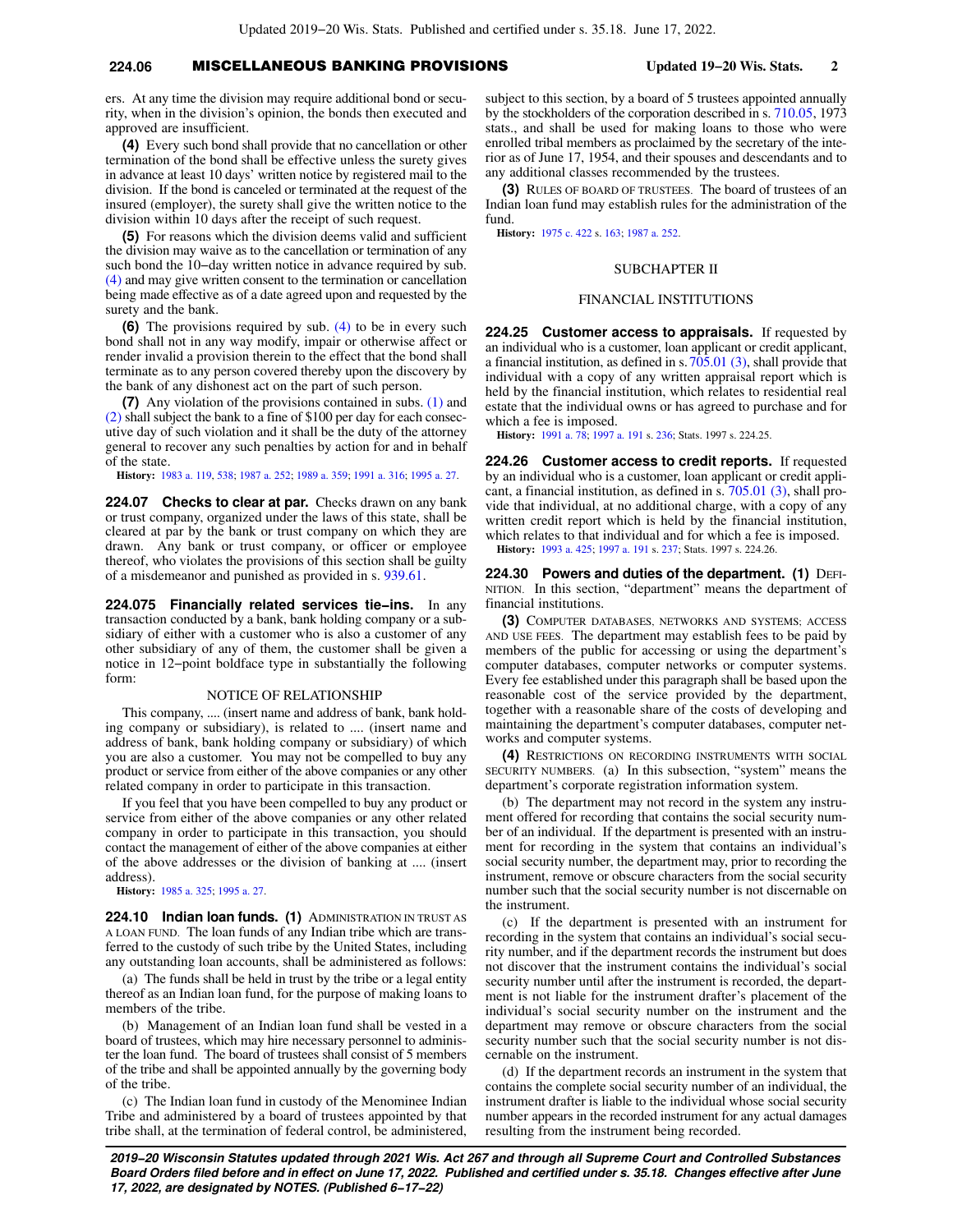ers. At any time the division may require additional bond or security, when in the division's opinion, the bonds then executed and approved are insufficient.

**(4)** Every such bond shall provide that no cancellation or other termination of the bond shall be effective unless the surety gives in advance at least 10 days' written notice by registered mail to the division. If the bond is canceled or terminated at the request of the insured (employer), the surety shall give the written notice to the division within 10 days after the receipt of such request.

**(5)** For reasons which the division deems valid and sufficient the division may waive as to the cancellation or termination of any such bond the 10-day written notice in advance required by sub. (4) and may give written consent to the termination or cancellation being made effective as of a date agreed upon and requested by the surety and the bank.

**(6)** The provisions required by sub. (4) to be in every such bond shall not in any way modify, impair or otherwise affect or render invalid a provision therein to the effect that the bond shall terminate as to any person covered thereby upon the discovery by the bank of any dishonest act on the part of such person.

**(7)** Any violation of the provisions contained in subs. (1) and (2) shall subject the bank to a fine of $100 per day for each consecutive day of such violation and it shall be the duty of the attorney general to recover any such penalties by action for and in behalf of the state.

**History:** 1983 a. 119, 538; 1987 a. 252; 1989 a. 359; 1991 a. 316; 1995 a. 27.

**224.07 Checks to clear at par.** Checks drawn on any bank or trust company, organized under the laws of this state, shall be cleared at par by the bank or trust company on which they are drawn. Any bank or trust company, or officer or employee thereof, who violates the provisions of this section shall be guilty of a misdemeanor and punished as provided in s. 939.61.

**224.075 Financially related services tie-ins.** In any transaction conducted by a bank, bank holding company or a subsidiary of either with a customer who is also a customer of any other subsidiary of any of them, the customer shall be given a notice in 12-point boldface type in substantially the following form:

NOTICE OF RELATIONSHIP

This company, .... (insert name and address of bank, bank holding company or subsidiary), is related to .... (insert name and address of bank, bank holding company or subsidiary) of which you are also a customer. You may not be compelled to buy any product or service from either of the above companies or any other related company in order to participate in this transaction.

If you feel that you have been compelled to buy any product or service from either of the above companies or any other related company in order to participate in this transaction, you should contact the management of either of the above companies at either of the above addresses or the division of banking at .... (insert address).

**History:** 1985 a. 325; 1995 a. 27.

**224.10 Indian loan funds. (1)** ADMINISTRATION IN TRUST AS A LOAN FUND. The loan funds of any Indian tribe which are transferred to the custody of such tribe by the United States, including any outstanding loan accounts, shall be administered as follows:

(a) The funds shall be held in trust by the tribe or a legal entity thereof as an Indian loan fund, for the purpose of making loans to members of the tribe.

(b) Management of an Indian loan fund shall be vested in a board of trustees, which may hire necessary personnel to administer the loan fund. The board of trustees shall consist of 5 members of the tribe and shall be appointed annually by the governing body of the tribe.

(c) The Indian loan fund in custody of the Menominee Indian Tribe and administered by a board of trustees appointed by that tribe shall, at the termination of federal control, be administered, subject to this section, by a board of 5 trustees appointed annually by the stockholders of the corporation described in s. 710.05, 1973 stats., and shall be used for making loans to those who were enrolled tribal members as proclaimed by the secretary of the interior as of June 17, 1954, and their spouses and descendants and to any additional classes recommended by the trustees.

**(3)** RULES OF BOARD OF TRUSTEES. The board of trustees of an Indian loan fund may establish rules for the administration of the fund.

**History:** 1975 c. 422 s. 163; 1987 a. 252.

## SUBCHAPTER II

## FINANCIAL INSTITUTIONS

**224.25 Customer access to appraisals.** If requested by an individual who is a customer, loan applicant or credit applicant, a financial institution, as defined in s. 705.01 (3), shall provide that individual with a copy of any written appraisal report which is held by the financial institution, which relates to residential real estate that the individual owns or has agreed to purchase and for which a fee is imposed.

**History:** 1991 a. 78; 1997 a. 191 s. 236; Stats. 1997 s. 224.25.

**224.26 Customer access to credit reports.** If requested by an individual who is a customer, loan applicant or credit applicant, a financial institution, as defined in s. 705.01 (3), shall provide that individual, at no additional charge, with a copy of any written credit report which is held by the financial institution, which relates to that individual and for which a fee is imposed.

**History:** 1993 a. 425; 1997 a. 191 s. 237; Stats. 1997 s. 224.26.

**224.30 Powers and duties of the department. (1)** DEFINITION. In this section, "department" means the department of financial institutions.

**(3)** COMPUTER DATABASES, NETWORKS AND SYSTEMS; ACCESS AND USE FEES. The department may establish fees to be paid by members of the public for accessing or using the department's computer databases, computer networks or computer systems. Every fee established under this paragraph shall be based upon the reasonable cost of the service provided by the department, together with a reasonable share of the costs of developing and maintaining the department's computer databases, computer networks and computer systems.

**(4)** RESTRICTIONS ON RECORDING INSTRUMENTS WITH SOCIAL SECURITY NUMBERS. (a) In this subsection, "system" means the department's corporate registration information system.

(b) The department may not record in the system any instrument offered for recording that contains the social security number of an individual. If the department is presented with an instrument for recording in the system that contains an individual's social security number, the department may, prior to recording the instrument, remove or obscure characters from the social security number such that the social security number is not discernable on the instrument.

(c) If the department is presented with an instrument for recording in the system that contains an individual's social security number, and if the department records the instrument but does not discover that the instrument contains the individual's social security number until after the instrument is recorded, the department is not liable for the instrument drafter's placement of the individual's social security number on the instrument and the department may remove or obscure characters from the social security number such that the social security number is not discernable on the instrument.

(d) If the department records an instrument in the system that contains the complete social security number of an individual, the instrument drafter is liable to the individual whose social security number appears in the recorded instrument for any actual damages resulting from the instrument being recorded.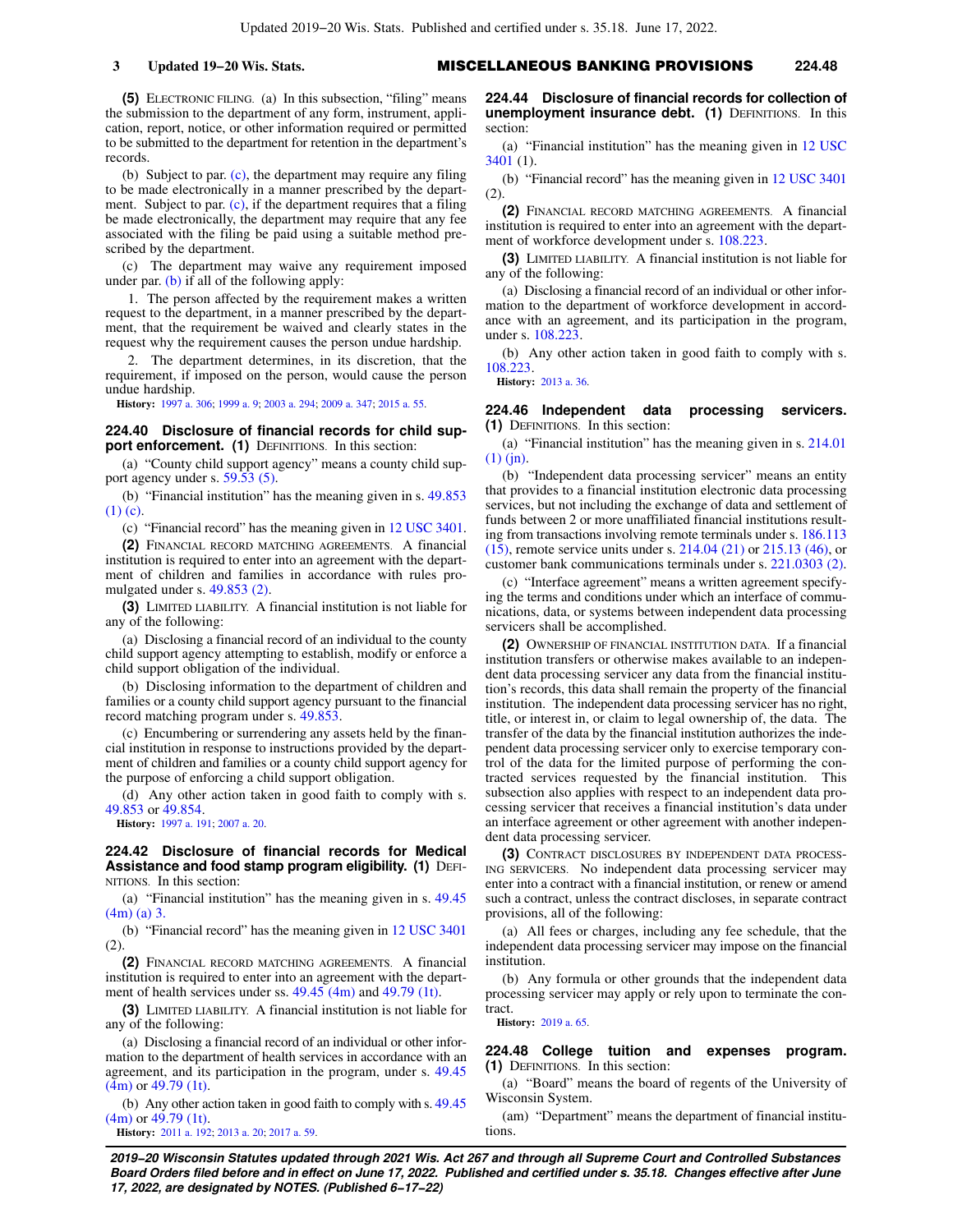**(5)** ELECTRONIC FILING. (a) In this subsection, "filing" means the submission to the department of any form, instrument, application, report, notice, or other information required or permitted to be submitted to the department for retention in the department's records.

(b) Subject to par. (c), the department may require any filing to be made electronically in a manner prescribed by the department. Subject to par. (c), if the department requires that a filing be made electronically, the department may require that any fee associated with the filing be paid using a suitable method prescribed by the department.

(c) The department may waive any requirement imposed under par. (b) if all of the following apply:

1. The person affected by the requirement makes a written request to the department, in a manner prescribed by the department, that the requirement be waived and clearly states in the request why the requirement causes the person undue hardship.

2. The department determines, in its discretion, that the requirement, if imposed on the person, would cause the person undue hardship.

**History:** 1997 a. 306; 1999 a. 9; 2003 a. 294; 2009 a. 347; 2015 a. 55.

### 224.40 Disclosure of financial records for child support enforcement.

**(1)** DEFINITIONS. In this section:

(a) "County child support agency" means a county child support agency under s. 59.53 (5).

(b) "Financial institution" has the meaning given in s. 49.853 (1) (c).

(c) "Financial record" has the meaning given in 12 USC 3401.

**(2)** FINANCIAL RECORD MATCHING AGREEMENTS. A financial institution is required to enter into an agreement with the department of children and families in accordance with rules promulgated under s. 49.853 (2).

**(3)** LIMITED LIABILITY. A financial institution is not liable for any of the following:

(a) Disclosing a financial record of an individual to the county child support agency attempting to establish, modify or enforce a child support obligation of the individual.

(b) Disclosing information to the department of children and families or a county child support agency pursuant to the financial record matching program under s. 49.853.

(c) Encumbering or surrendering any assets held by the financial institution in response to instructions provided by the department of children and families or a county child support agency for the purpose of enforcing a child support obligation.

(d) Any other action taken in good faith to comply with s. 49.853 or 49.854.

**History:** 1997 a. 191; 2007 a. 20.

### 224.42 Disclosure of financial records for Medical Assistance and food stamp program eligibility.

**(1)** DEFINITIONS. In this section:

(a) "Financial institution" has the meaning given in s. 49.45 (4m) (a) 3.

(b) "Financial record" has the meaning given in 12 USC 3401 (2).

**(2)** FINANCIAL RECORD MATCHING AGREEMENTS. A financial institution is required to enter into an agreement with the department of health services under ss. 49.45 (4m) and 49.79 (1t).

**(3)** LIMITED LIABILITY. A financial institution is not liable for any of the following:

(a) Disclosing a financial record of an individual or other information to the department of health services in accordance with an agreement, and its participation in the program, under s. 49.45 (4m) or 49.79 (1t).

(b) Any other action taken in good faith to comply with s. 49.45 (4m) or 49.79 (1t).

**History:** 2011 a. 192; 2013 a. 20; 2017 a. 59.

### 224.44 Disclosure of financial records for collection of unemployment insurance debt.

**(1)** DEFINITIONS. In this section:

(a) "Financial institution" has the meaning given in 12 USC 3401 (1).

(b) "Financial record" has the meaning given in 12 USC 3401 (2).

**(2)** FINANCIAL RECORD MATCHING AGREEMENTS. A financial institution is required to enter into an agreement with the department of workforce development under s. 108.223.

**(3)** LIMITED LIABILITY. A financial institution is not liable for any of the following:

(a) Disclosing a financial record of an individual or other information to the department of workforce development in accordance with an agreement, and its participation in the program, under s. 108.223.

(b) Any other action taken in good faith to comply with s. 108.223.

**History:** 2013 a. 36.

### 224.46 Independent data processing servicers.

**(1)** DEFINITIONS. In this section:

(a) "Financial institution" has the meaning given in s. 214.01 (1) (jn).

(b) "Independent data processing servicer" means an entity that provides to a financial institution electronic data processing services, but not including the exchange of data and settlement of funds between 2 or more unaffiliated financial institutions resulting from transactions involving remote terminals under s. 186.113 (15), remote service units under s. 214.04 (21) or 215.13 (46), or customer bank communications terminals under s. 221.0303 (2).

(c) "Interface agreement" means a written agreement specifying the terms and conditions under which an interface of communications, data, or systems between independent data processing servicers shall be accomplished.

**(2)** OWNERSHIP OF FINANCIAL INSTITUTION DATA. If a financial institution transfers or otherwise makes available to an independent data processing servicer any data from the financial institution's records, this data shall remain the property of the financial institution. The independent data processing servicer has no right, title, or interest in, or claim to legal ownership of, the data. The transfer of the data by the financial institution authorizes the independent data processing servicer only to exercise temporary control of the data for the limited purpose of performing the contracted services requested by the financial institution. This subsection also applies with respect to an independent data processing servicer that receives a financial institution's data under an interface agreement or other agreement with another independent data processing servicer.

**(3)** CONTRACT DISCLOSURES BY INDEPENDENT DATA PROCESSING SERVICERS. No independent data processing servicer may enter into a contract with a financial institution, or renew or amend such a contract, unless the contract discloses, in separate contract provisions, all of the following:

(a) All fees or charges, including any fee schedule, that the independent data processing servicer may impose on the financial institution.

(b) Any formula or other grounds that the independent data processing servicer may apply or rely upon to terminate the contract.

**History:** 2019 a. 65.

### 224.48 College tuition and expenses program.

**(1)** DEFINITIONS. In this section:

(a) "Board" means the board of regents of the University of Wisconsin System.

(am) "Department" means the department of financial institutions.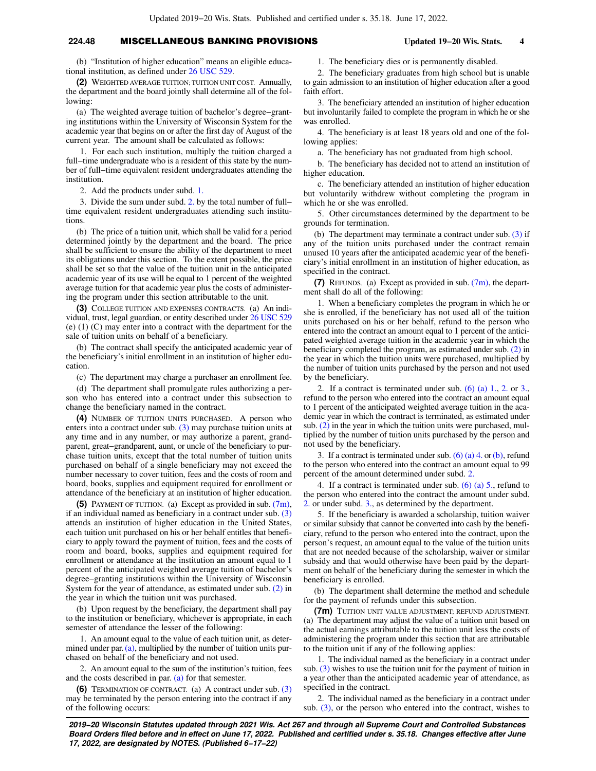(b) "Institution of higher education" means an eligible educational institution, as defined under 26 USC 529.

**(2)** WEIGHTED AVERAGE TUITION; TUITION UNIT COST. Annually, the department and the board jointly shall determine all of the following:

(a) The weighted average tuition of bachelor's degree−granting institutions within the University of Wisconsin System for the academic year that begins on or after the first day of August of the current year. The amount shall be calculated as follows:

1. For each such institution, multiply the tuition charged a full−time undergraduate who is a resident of this state by the number of full−time equivalent resident undergraduates attending the institution.

2. Add the products under subd. 1.

3. Divide the sum under subd. 2. by the total number of full−time equivalent resident undergraduates attending such institutions.

(b) The price of a tuition unit, which shall be valid for a period determined jointly by the department and the board. The price shall be sufficient to ensure the ability of the department to meet its obligations under this section. To the extent possible, the price shall be set so that the value of the tuition unit in the anticipated academic year of its use will be equal to 1 percent of the weighted average tuition for that academic year plus the costs of administering the program under this section attributable to the unit.

**(3)** COLLEGE TUITION AND EXPENSES CONTRACTS. (a) An individual, trust, legal guardian, or entity described under 26 USC 529 (e) (1) (C) may enter into a contract with the department for the sale of tuition units on behalf of a beneficiary.

(b) The contract shall specify the anticipated academic year of the beneficiary's initial enrollment in an institution of higher education.

(c) The department may charge a purchaser an enrollment fee.

(d) The department shall promulgate rules authorizing a person who has entered into a contract under this subsection to change the beneficiary named in the contract.

**(4)** NUMBER OF TUITION UNITS PURCHASED. A person who enters into a contract under sub. (3) may purchase tuition units at any time and in any number, or may authorize a parent, grandparent, great−grandparent, aunt, or uncle of the beneficiary to purchase tuition units, except that the total number of tuition units purchased on behalf of a single beneficiary may not exceed the number necessary to cover tuition, fees and the costs of room and board, books, supplies and equipment required for enrollment or attendance of the beneficiary at an institution of higher education.

**(5)** PAYMENT OF TUITION. (a) Except as provided in sub. (7m), if an individual named as beneficiary in a contract under sub. (3) attends an institution of higher education in the United States, each tuition unit purchased on his or her behalf entitles that beneficiary to apply toward the payment of tuition, fees and the costs of room and board, books, supplies and equipment required for enrollment or attendance at the institution an amount equal to 1 percent of the anticipated weighted average tuition of bachelor's degree−granting institutions within the University of Wisconsin System for the year of attendance, as estimated under sub. (2) in the year in which the tuition unit was purchased.

(b) Upon request by the beneficiary, the department shall pay to the institution or beneficiary, whichever is appropriate, in each semester of attendance the lesser of the following:

1. An amount equal to the value of each tuition unit, as determined under par. (a), multiplied by the number of tuition units purchased on behalf of the beneficiary and not used.

2. An amount equal to the sum of the institution's tuition, fees and the costs described in par. (a) for that semester.

**(6)** TERMINATION OF CONTRACT. (a) A contract under sub. (3) may be terminated by the person entering into the contract if any of the following occurs:

1. The beneficiary dies or is permanently disabled.

2. The beneficiary graduates from high school but is unable to gain admission to an institution of higher education after a good faith effort.

3. The beneficiary attended an institution of higher education but involuntarily failed to complete the program in which he or she was enrolled.

4. The beneficiary is at least 18 years old and one of the following applies:

a. The beneficiary has not graduated from high school.

b. The beneficiary has decided not to attend an institution of higher education.

c. The beneficiary attended an institution of higher education but voluntarily withdrew without completing the program in which he or she was enrolled.

5. Other circumstances determined by the department to be grounds for termination.

(b) The department may terminate a contract under sub. (3) if any of the tuition units purchased under the contract remain unused 10 years after the anticipated academic year of the beneficiary's initial enrollment in an institution of higher education, as specified in the contract.

**(7)** REFUNDS. (a) Except as provided in sub. (7m), the department shall do all of the following:

1. When a beneficiary completes the program in which he or she is enrolled, if the beneficiary has not used all of the tuition units purchased on his or her behalf, refund to the person who entered into the contract an amount equal to 1 percent of the anticipated weighted average tuition in the academic year in which the beneficiary completed the program, as estimated under sub. (2) in the year in which the tuition units were purchased, multiplied by the number of tuition units purchased by the person and not used by the beneficiary.

2. If a contract is terminated under sub. (6) (a) 1., 2. or 3., refund to the person who entered into the contract an amount equal to 1 percent of the anticipated weighted average tuition in the academic year in which the contract is terminated, as estimated under sub. (2) in the year in which the tuition units were purchased, multiplied by the number of tuition units purchased by the person and not used by the beneficiary.

3. If a contract is terminated under sub. (6) (a) 4. or (b), refund to the person who entered into the contract an amount equal to 99 percent of the amount determined under subd. 2.

4. If a contract is terminated under sub. (6) (a) 5., refund to the person who entered into the contract the amount under subd. 2. or under subd. 3., as determined by the department.

5. If the beneficiary is awarded a scholarship, tuition waiver or similar subsidy that cannot be converted into cash by the beneficiary, refund to the person who entered into the contract, upon the person's request, an amount equal to the value of the tuition units that are not needed because of the scholarship, waiver or similar subsidy and that would otherwise have been paid by the department on behalf of the beneficiary during the semester in which the beneficiary is enrolled.

(b) The department shall determine the method and schedule for the payment of refunds under this subsection.

**(7m)** TUITION UNIT VALUE ADJUSTMENT; REFUND ADJUSTMENT. (a) The department may adjust the value of a tuition unit based on the actual earnings attributable to the tuition unit less the costs of administering the program under this section that are attributable to the tuition unit if any of the following applies:

1. The individual named as the beneficiary in a contract under sub. (3) wishes to use the tuition unit for the payment of tuition in a year other than the anticipated academic year of attendance, as specified in the contract.

2. The individual named as the beneficiary in a contract under sub. (3), or the person who entered into the contract, wishes to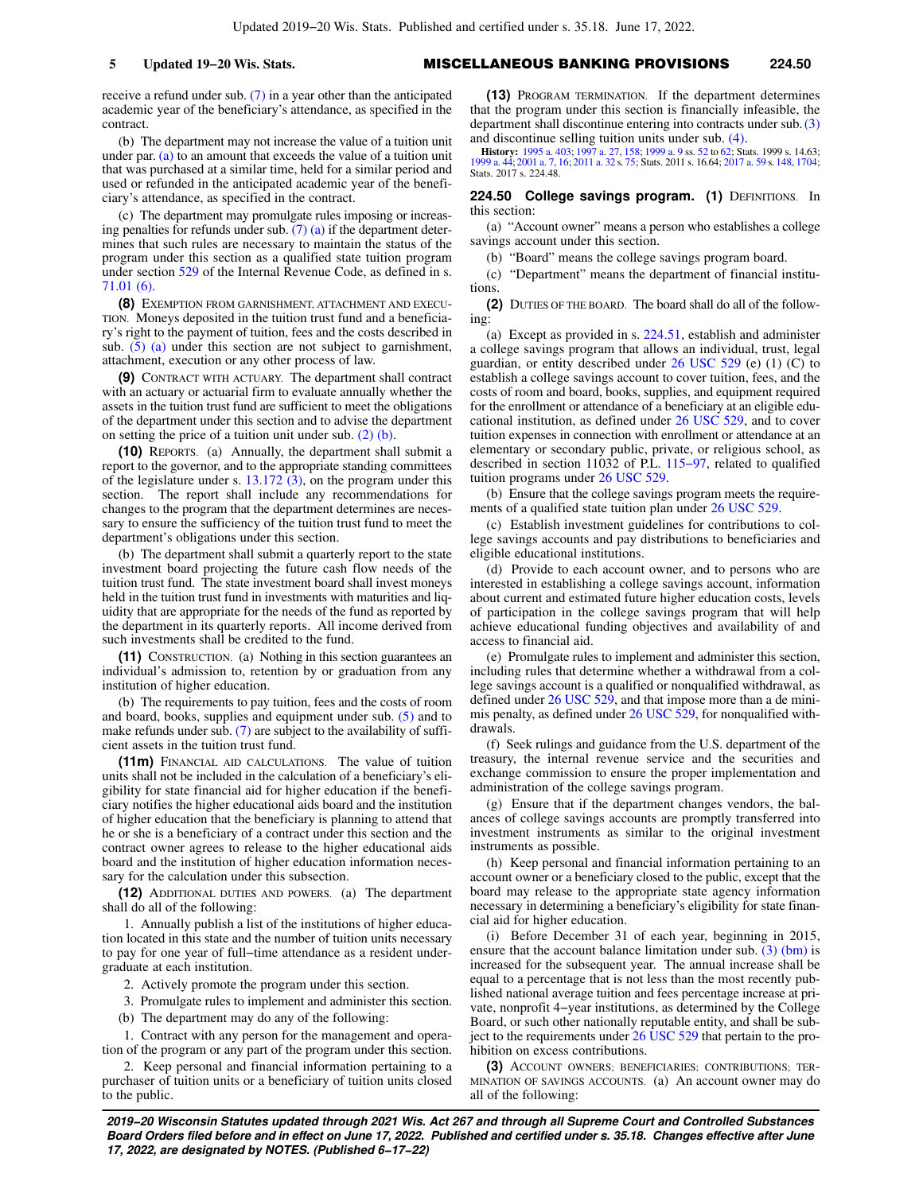receive a refund under sub. (7) in a year other than the anticipated academic year of the beneficiary's attendance, as specified in the contract.

(b) The department may not increase the value of a tuition unit under par. (a) to an amount that exceeds the value of a tuition unit that was purchased at a similar time, held for a similar period and used or refunded in the anticipated academic year of the beneficiary's attendance, as specified in the contract.

(c) The department may promulgate rules imposing or increasing penalties for refunds under sub. (7) (a) if the department determines that such rules are necessary to maintain the status of the program under this section as a qualified state tuition program under section 529 of the Internal Revenue Code, as defined in s. 71.01 (6).

**(8)** Exemption from garnishment, attachment and execution. Moneys deposited in the tuition trust fund and a beneficiary's right to the payment of tuition, fees and the costs described in sub. (5) (a) under this section are not subject to garnishment, attachment, execution or any other process of law.

**(9)** Contract with actuary. The department shall contract with an actuary or actuarial firm to evaluate annually whether the assets in the tuition trust fund are sufficient to meet the obligations of the department under this section and to advise the department on setting the price of a tuition unit under sub. (2) (b).

**(10)** Reports. (a) Annually, the department shall submit a report to the governor, and to the appropriate standing committees of the legislature under s. 13.172 (3), on the program under this section. The report shall include any recommendations for changes to the program that the department determines are necessary to ensure the sufficiency of the tuition trust fund to meet the department's obligations under this section.

(b) The department shall submit a quarterly report to the state investment board projecting the future cash flow needs of the tuition trust fund. The state investment board shall invest moneys held in the tuition trust fund in investments with maturities and liquidity that are appropriate for the needs of the fund as reported by the department in its quarterly reports. All income derived from such investments shall be credited to the fund.

**(11)** Construction. (a) Nothing in this section guarantees an individual's admission to, retention by or graduation from any institution of higher education.

(b) The requirements to pay tuition, fees and the costs of room and board, books, supplies and equipment under sub. (5) and to make refunds under sub. (7) are subject to the availability of sufficient assets in the tuition trust fund.

**(11m)** Financial aid calculations. The value of tuition units shall not be included in the calculation of a beneficiary's eligibility for state financial aid for higher education if the beneficiary notifies the higher educational aids board and the institution of higher education that the beneficiary is planning to attend that he or she is a beneficiary of a contract under this section and the contract owner agrees to release to the higher educational aids board and the institution of higher education information necessary for the calculation under this subsection.

**(12)** Additional duties and powers. (a) The department shall do all of the following:

1. Annually publish a list of the institutions of higher education located in this state and the number of tuition units necessary to pay for one year of full−time attendance as a resident undergraduate at each institution.

2. Actively promote the program under this section.

3. Promulgate rules to implement and administer this section.

(b) The department may do any of the following:

1. Contract with any person for the management and operation of the program or any part of the program under this section.

2. Keep personal and financial information pertaining to a purchaser of tuition units or a beneficiary of tuition units closed to the public.

**(13)** Program termination. If the department determines that the program under this section is financially infeasible, the department shall discontinue entering into contracts under sub. (3) and discontinue selling tuition units under sub. (4).

**History:** 1995 a. 403; 1997 a. 27, 158; 1999 a. 9 ss. 52 to 62; Stats. 1999 s. 14.63; 1999 a. 44; 2001 a. 7, 16; 2011 a. 32 s. 75; Stats. 2011 s. 16.64; 2017 a. 59 s. 148, 1704; Stats. 2017 s. 224.48.

## 224.50 College savings program.

**(1)** Definitions. In this section:

(a) "Account owner" means a person who establishes a college savings account under this section.

(b) "Board" means the college savings program board.

(c) "Department" means the department of financial institutions.

**(2)** Duties of the board. The board shall do all of the following:

(a) Except as provided in s. 224.51, establish and administer a college savings program that allows an individual, trust, legal guardian, or entity described under 26 USC 529 (e) (1) (C) to establish a college savings account to cover tuition, fees, and the costs of room and board, books, supplies, and equipment required for the enrollment or attendance of a beneficiary at an eligible educational institution, as defined under 26 USC 529, and to cover tuition expenses in connection with enrollment or attendance at an elementary or secondary public, private, or religious school, as described in section 11032 of P.L. 115−97, related to qualified tuition programs under 26 USC 529.

(b) Ensure that the college savings program meets the requirements of a qualified state tuition plan under 26 USC 529.

(c) Establish investment guidelines for contributions to college savings accounts and pay distributions to beneficiaries and eligible educational institutions.

(d) Provide to each account owner, and to persons who are interested in establishing a college savings account, information about current and estimated future higher education costs, levels of participation in the college savings program that will help achieve educational funding objectives and availability of and access to financial aid.

(e) Promulgate rules to implement and administer this section, including rules that determine whether a withdrawal from a college savings account is a qualified or nonqualified withdrawal, as defined under 26 USC 529, and that impose more than a de minimis penalty, as defined under 26 USC 529, for nonqualified withdrawals.

(f) Seek rulings and guidance from the U.S. department of the treasury, the internal revenue service and the securities and exchange commission to ensure the proper implementation and administration of the college savings program.

(g) Ensure that if the department changes vendors, the balances of college savings accounts are promptly transferred into investment instruments as similar to the original investment instruments as possible.

(h) Keep personal and financial information pertaining to an account owner or a beneficiary closed to the public, except that the board may release to the appropriate state agency information necessary in determining a beneficiary's eligibility for state financial aid for higher education.

(i) Before December 31 of each year, beginning in 2015, ensure that the account balance limitation under sub. (3) (bm) is increased for the subsequent year. The annual increase shall be equal to a percentage that is not less than the most recently published national average tuition and fees percentage increase at private, nonprofit 4−year institutions, as determined by the College Board, or such other nationally reputable entity, and shall be subject to the requirements under 26 USC 529 that pertain to the prohibition on excess contributions.

**(3)** Account owners; beneficiaries; contributions; termination of savings accounts. (a) An account owner may do all of the following: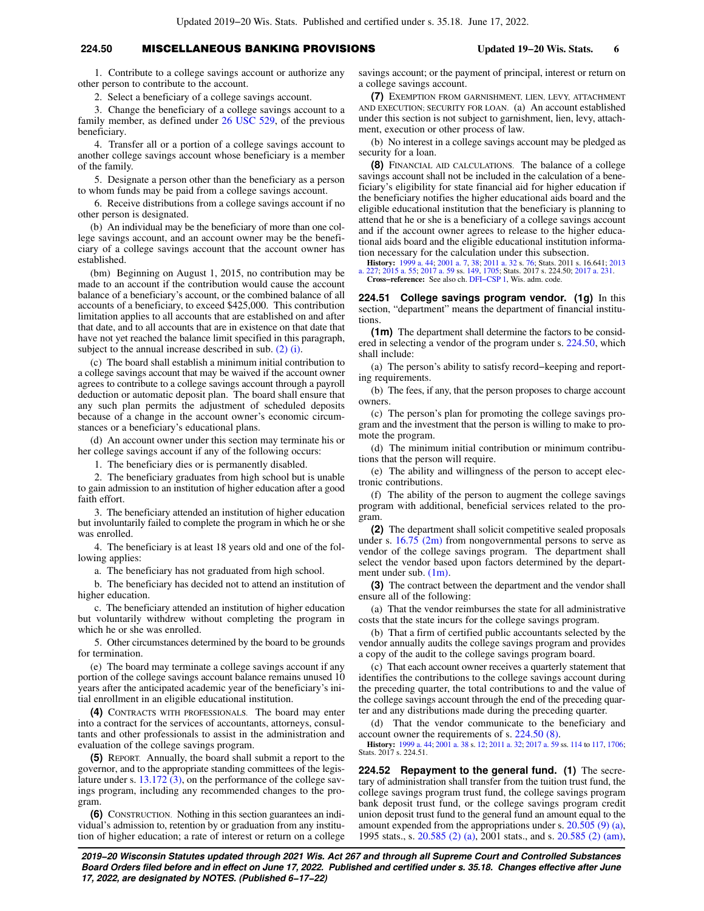1. Contribute to a college savings account or authorize any other person to contribute to the account.

2. Select a beneficiary of a college savings account.

3. Change the beneficiary of a college savings account to a family member, as defined under 26 USC 529, of the previous beneficiary.

4. Transfer all or a portion of a college savings account to another college savings account whose beneficiary is a member of the family.

5. Designate a person other than the beneficiary as a person to whom funds may be paid from a college savings account.

6. Receive distributions from a college savings account if no other person is designated.

(b) An individual may be the beneficiary of more than one college savings account, and an account owner may be the beneficiary of a college savings account that the account owner has established.

(bm) Beginning on August 1, 2015, no contribution may be made to an account if the contribution would cause the account balance of a beneficiary's account, or the combined balance of all accounts of a beneficiary, to exceed $425,000. This contribution limitation applies to all accounts that are established on and after that date, and to all accounts that are in existence on that date that have not yet reached the balance limit specified in this paragraph, subject to the annual increase described in sub. (2) (i).

(c) The board shall establish a minimum initial contribution to a college savings account that may be waived if the account owner agrees to contribute to a college savings account through a payroll deduction or automatic deposit plan. The board shall ensure that any such plan permits the adjustment of scheduled deposits because of a change in the account owner's economic circumstances or a beneficiary's educational plans.

(d) An account owner under this section may terminate his or her college savings account if any of the following occurs:

1. The beneficiary dies or is permanently disabled.

2. The beneficiary graduates from high school but is unable to gain admission to an institution of higher education after a good faith effort.

3. The beneficiary attended an institution of higher education but involuntarily failed to complete the program in which he or she was enrolled.

4. The beneficiary is at least 18 years old and one of the following applies:

a. The beneficiary has not graduated from high school.

b. The beneficiary has decided not to attend an institution of higher education.

c. The beneficiary attended an institution of higher education but voluntarily withdrew without completing the program in which he or she was enrolled.

5. Other circumstances determined by the board to be grounds for termination.

(e) The board may terminate a college savings account if any portion of the college savings account balance remains unused 10 years after the anticipated academic year of the beneficiary's initial enrollment in an eligible educational institution.

**(4)** CONTRACTS WITH PROFESSIONALS. The board may enter into a contract for the services of accountants, attorneys, consultants and other professionals to assist in the administration and evaluation of the college savings program.

**(5)** REPORT. Annually, the board shall submit a report to the governor, and to the appropriate standing committees of the legislature under s. 13.172 (3), on the performance of the college savings program, including any recommended changes to the program.

**(6)** CONSTRUCTION. Nothing in this section guarantees an individual's admission to, retention by or graduation from any institution of higher education; a rate of interest or return on a college savings account; or the payment of principal, interest or return on a college savings account.

**(7)** EXEMPTION FROM GARNISHMENT, LIEN, LEVY, ATTACHMENT AND EXECUTION; SECURITY FOR LOAN. (a) An account established under this section is not subject to garnishment, lien, levy, attachment, execution or other process of law.

(b) No interest in a college savings account may be pledged as security for a loan.

**(8)** FINANCIAL AID CALCULATIONS. The balance of a college savings account shall not be included in the calculation of a beneficiary's eligibility for state financial aid for higher education if the beneficiary notifies the higher educational aids board and the eligible educational institution that the beneficiary is planning to attend that he or she is a beneficiary of a college savings account and if the account owner agrees to release to the higher educational aids board and the eligible educational institution information necessary for the calculation under this subsection.

**History:** 1999 a. 44; 2001 a. 7, 38; 2011 a. 32 s. 76; Stats. 2011 s. 16.641; 2013 a. 227; 2015 a. 55; 2017 a. 59 ss. 149, 1705; Stats. 2017 s. 224.50; 2017 a. 231.

**Cross−reference:** See also ch. DFI−CSP 1, Wis. adm. code.

**224.51 College savings program vendor. (1g)** In this section, "department" means the department of financial institutions.

**(1m)** The department shall determine the factors to be considered in selecting a vendor of the program under s. 224.50, which shall include:

(a) The person's ability to satisfy record−keeping and reporting requirements.

(b) The fees, if any, that the person proposes to charge account owners.

(c) The person's plan for promoting the college savings program and the investment that the person is willing to make to promote the program.

(d) The minimum initial contribution or minimum contributions that the person will require.

(e) The ability and willingness of the person to accept electronic contributions.

(f) The ability of the person to augment the college savings program with additional, beneficial services related to the program.

**(2)** The department shall solicit competitive sealed proposals under s. 16.75 (2m) from nongovernmental persons to serve as vendor of the college savings program. The department shall select the vendor based upon factors determined by the department under sub. (1m).

**(3)** The contract between the department and the vendor shall ensure all of the following:

(a) That the vendor reimburses the state for all administrative costs that the state incurs for the college savings program.

(b) That a firm of certified public accountants selected by the vendor annually audits the college savings program and provides a copy of the audit to the college savings program board.

(c) That each account owner receives a quarterly statement that identifies the contributions to the college savings account during the preceding quarter, the total contributions to and the value of the college savings account through the end of the preceding quarter and any distributions made during the preceding quarter.

(d) That the vendor communicate to the beneficiary and account owner the requirements of s. 224.50 (8).

**History:** 1999 a. 44; 2001 a. 38 s. 12; 2011 a. 32; 2017 a. 59 ss. 114 to 117, 1706; Stats. 2017 s. 224.51.

**224.52 Repayment to the general fund. (1)** The secretary of administration shall transfer from the tuition trust fund, the college savings program trust fund, the college savings program bank deposit trust fund, or the college savings program credit union deposit trust fund to the general fund an amount equal to the amount expended from the appropriations under s. 20.505 (9) (a), 1995 stats., s. 20.585 (2) (a), 2001 stats., and s. 20.585 (2) (am),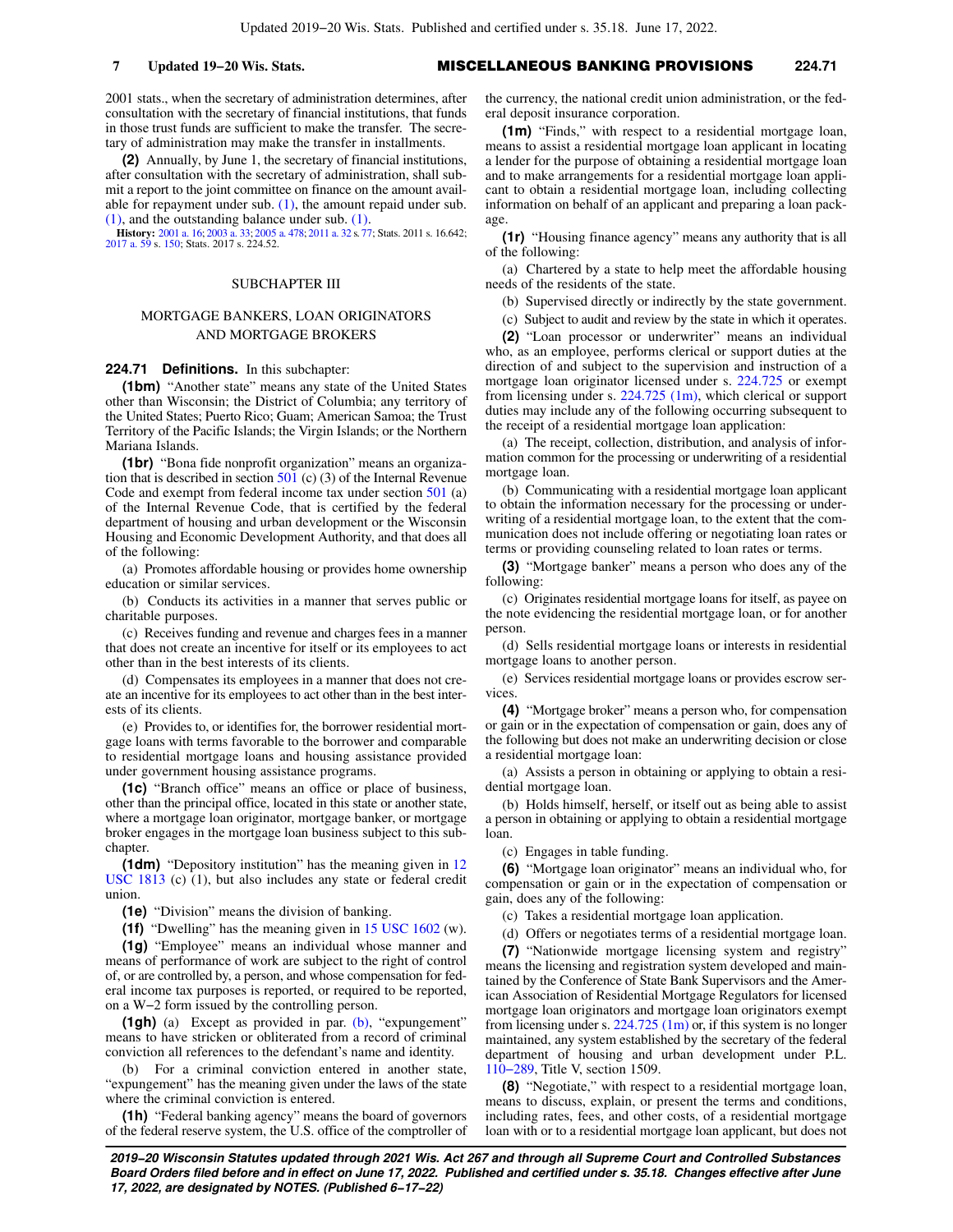2001 stats., when the secretary of administration determines, after consultation with the secretary of financial institutions, that funds in those trust funds are sufficient to make the transfer. The secretary of administration may make the transfer in installments.

**(2)** Annually, by June 1, the secretary of financial institutions, after consultation with the secretary of administration, shall submit a report to the joint committee on finance on the amount available for repayment under sub. (1), the amount repaid under sub. (1), and the outstanding balance under sub. (1).

**History:** 2001 a. 16; 2003 a. 33; 2005 a. 478; 2011 a. 32 s. 77; Stats. 2011 s. 16.642; 2017 a. 59 s. 150; Stats. 2017 s. 224.52.

## SUBCHAPTER III

## MORTGAGE BANKERS, LOAN ORIGINATORS AND MORTGAGE BROKERS

**224.71 Definitions.** In this subchapter:

**(1bm)** "Another state" means any state of the United States other than Wisconsin; the District of Columbia; any territory of the United States; Puerto Rico; Guam; American Samoa; the Trust Territory of the Pacific Islands; the Virgin Islands; or the Northern Mariana Islands.

**(1br)** "Bona fide nonprofit organization" means an organization that is described in section 501 (c) (3) of the Internal Revenue Code and exempt from federal income tax under section 501 (a) of the Internal Revenue Code, that is certified by the federal department of housing and urban development or the Wisconsin Housing and Economic Development Authority, and that does all of the following:

(a) Promotes affordable housing or provides home ownership education or similar services.

(b) Conducts its activities in a manner that serves public or charitable purposes.

(c) Receives funding and revenue and charges fees in a manner that does not create an incentive for itself or its employees to act other than in the best interests of its clients.

(d) Compensates its employees in a manner that does not create an incentive for its employees to act other than in the best interests of its clients.

(e) Provides to, or identifies for, the borrower residential mortgage loans with terms favorable to the borrower and comparable to residential mortgage loans and housing assistance provided under government housing assistance programs.

**(1c)** "Branch office" means an office or place of business, other than the principal office, located in this state or another state, where a mortgage loan originator, mortgage banker, or mortgage broker engages in the mortgage loan business subject to this subchapter.

**(1dm)** "Depository institution" has the meaning given in 12 USC 1813 (c) (1), but also includes any state or federal credit union.

**(1e)** "Division" means the division of banking.

**(1f)** "Dwelling" has the meaning given in 15 USC 1602 (w).

**(1g)** "Employee" means an individual whose manner and means of performance of work are subject to the right of control of, or are controlled by, a person, and whose compensation for federal income tax purposes is reported, or required to be reported, on a W−2 form issued by the controlling person.

**(1gh)** (a) Except as provided in par. (b), "expungement" means to have stricken or obliterated from a record of criminal conviction all references to the defendant's name and identity.

(b) For a criminal conviction entered in another state, "expungement" has the meaning given under the laws of the state where the criminal conviction is entered.

**(1h)** "Federal banking agency" means the board of governors of the federal reserve system, the U.S. office of the comptroller of the currency, the national credit union administration, or the federal deposit insurance corporation.

**(1m)** "Finds," with respect to a residential mortgage loan, means to assist a residential mortgage loan applicant in locating a lender for the purpose of obtaining a residential mortgage loan and to make arrangements for a residential mortgage loan applicant to obtain a residential mortgage loan, including collecting information on behalf of an applicant and preparing a loan package.

**(1r)** "Housing finance agency" means any authority that is all of the following:

(a) Chartered by a state to help meet the affordable housing needs of the residents of the state.

(b) Supervised directly or indirectly by the state government.

(c) Subject to audit and review by the state in which it operates.

**(2)** "Loan processor or underwriter" means an individual who, as an employee, performs clerical or support duties at the direction of and subject to the supervision and instruction of a mortgage loan originator licensed under s. 224.725 or exempt from licensing under s. 224.725 (1m), which clerical or support duties may include any of the following occurring subsequent to the receipt of a residential mortgage loan application:

(a) The receipt, collection, distribution, and analysis of information common for the processing or underwriting of a residential mortgage loan.

(b) Communicating with a residential mortgage loan applicant to obtain the information necessary for the processing or underwriting of a residential mortgage loan, to the extent that the communication does not include offering or negotiating loan rates or terms or providing counseling related to loan rates or terms.

**(3)** "Mortgage banker" means a person who does any of the following:

(c) Originates residential mortgage loans for itself, as payee on the note evidencing the residential mortgage loan, or for another person.

(d) Sells residential mortgage loans or interests in residential mortgage loans to another person.

(e) Services residential mortgage loans or provides escrow services.

**(4)** "Mortgage broker" means a person who, for compensation or gain or in the expectation of compensation or gain, does any of the following but does not make an underwriting decision or close a residential mortgage loan:

(a) Assists a person in obtaining or applying to obtain a residential mortgage loan.

(b) Holds himself, herself, or itself out as being able to assist a person in obtaining or applying to obtain a residential mortgage loan.

(c) Engages in table funding.

**(6)** "Mortgage loan originator" means an individual who, for compensation or gain or in the expectation of compensation or gain, does any of the following:

(c) Takes a residential mortgage loan application.

(d) Offers or negotiates terms of a residential mortgage loan.

**(7)** "Nationwide mortgage licensing system and registry" means the licensing and registration system developed and maintained by the Conference of State Bank Supervisors and the American Association of Residential Mortgage Regulators for licensed mortgage loan originators and mortgage loan originators exempt from licensing under s. 224.725 (1m) or, if this system is no longer maintained, any system established by the secretary of the federal department of housing and urban development under P.L. 110−289, Title V, section 1509.

**(8)** "Negotiate," with respect to a residential mortgage loan, means to discuss, explain, or present the terms and conditions, including rates, fees, and other costs, of a residential mortgage loan with or to a residential mortgage loan applicant, but does not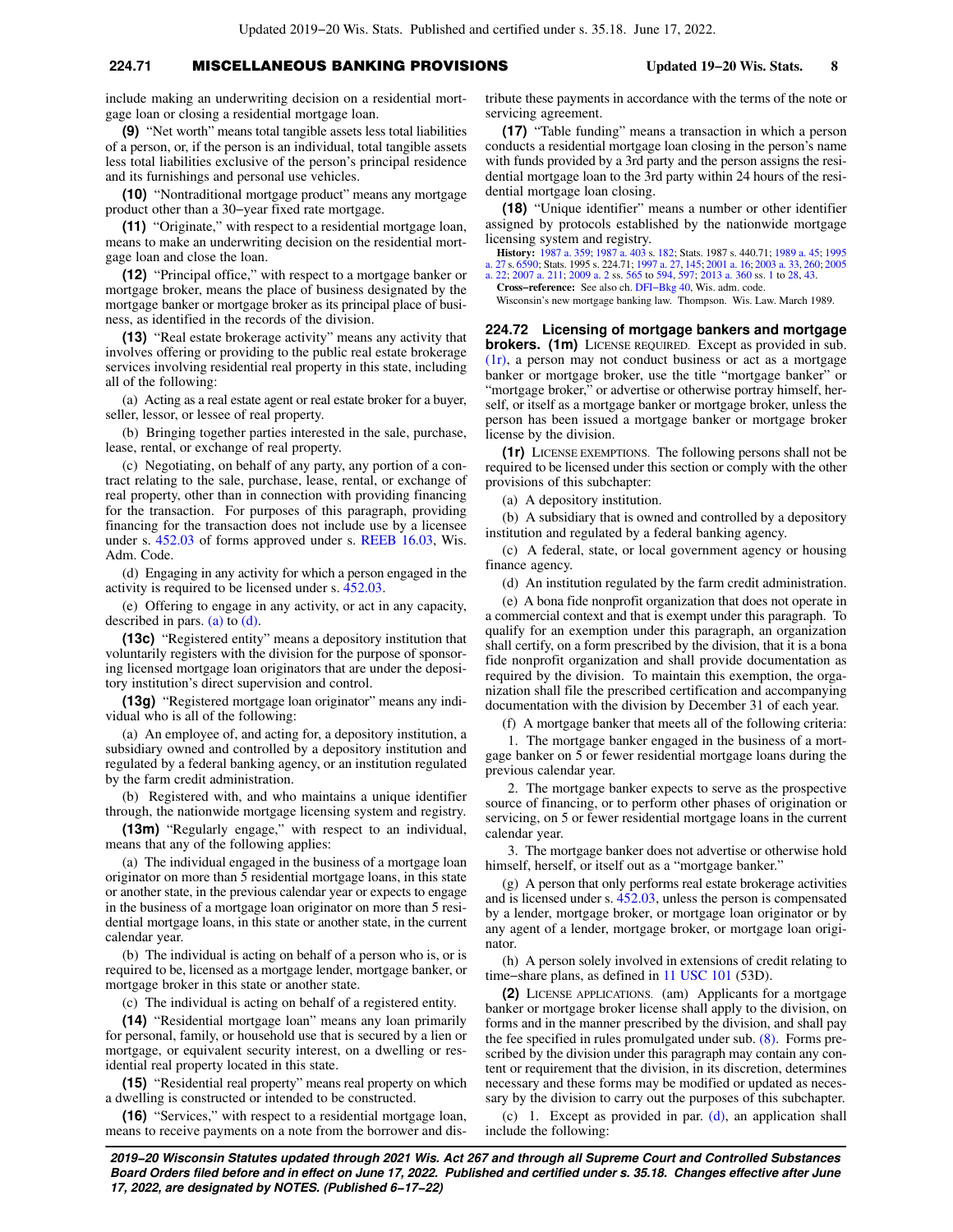include making an underwriting decision on a residential mortgage loan or closing a residential mortgage loan.

**(9)** "Net worth" means total tangible assets less total liabilities of a person, or, if the person is an individual, total tangible assets less total liabilities exclusive of the person's principal residence and its furnishings and personal use vehicles.

**(10)** "Nontraditional mortgage product" means any mortgage product other than a 30−year fixed rate mortgage.

**(11)** "Originate," with respect to a residential mortgage loan, means to make an underwriting decision on the residential mortgage loan and close the loan.

**(12)** "Principal office," with respect to a mortgage banker or mortgage broker, means the place of business designated by the mortgage banker or mortgage broker as its principal place of business, as identified in the records of the division.

**(13)** "Real estate brokerage activity" means any activity that involves offering or providing to the public real estate brokerage services involving residential real property in this state, including all of the following:

(a) Acting as a real estate agent or real estate broker for a buyer, seller, lessor, or lessee of real property.

(b) Bringing together parties interested in the sale, purchase, lease, rental, or exchange of real property.

(c) Negotiating, on behalf of any party, any portion of a contract relating to the sale, purchase, lease, rental, or exchange of real property, other than in connection with providing financing for the transaction. For purposes of this paragraph, providing financing for the transaction does not include use by a licensee under s. 452.03 of forms approved under s. REEB 16.03, Wis. Adm. Code.

(d) Engaging in any activity for which a person engaged in the activity is required to be licensed under s. 452.03.

(e) Offering to engage in any activity, or act in any capacity, described in pars. (a) to (d).

**(13c)** "Registered entity" means a depository institution that voluntarily registers with the division for the purpose of sponsoring licensed mortgage loan originators that are under the depository institution's direct supervision and control.

**(13g)** "Registered mortgage loan originator" means any individual who is all of the following:

(a) An employee of, and acting for, a depository institution, a subsidiary owned and controlled by a depository institution and regulated by a federal banking agency, or an institution regulated by the farm credit administration.

(b) Registered with, and who maintains a unique identifier through, the nationwide mortgage licensing system and registry.

**(13m)** "Regularly engage," with respect to an individual, means that any of the following applies:

(a) The individual engaged in the business of a mortgage loan originator on more than 5 residential mortgage loans, in this state or another state, in the previous calendar year or expects to engage in the business of a mortgage loan originator on more than 5 residential mortgage loans, in this state or another state, in the current calendar year.

(b) The individual is acting on behalf of a person who is, or is required to be, licensed as a mortgage lender, mortgage banker, or mortgage broker in this state or another state.

(c) The individual is acting on behalf of a registered entity.

**(14)** "Residential mortgage loan" means any loan primarily for personal, family, or household use that is secured by a lien or mortgage, or equivalent security interest, on a dwelling or residential real property located in this state.

**(15)** "Residential real property" means real property on which a dwelling is constructed or intended to be constructed.

**(16)** "Services," with respect to a residential mortgage loan, means to receive payments on a note from the borrower and distribute these payments in accordance with the terms of the note or servicing agreement.

**(17)** "Table funding" means a transaction in which a person conducts a residential mortgage loan closing in the person's name with funds provided by a 3rd party and the person assigns the residential mortgage loan to the 3rd party within 24 hours of the residential mortgage loan closing.

**(18)** "Unique identifier" means a number or other identifier assigned by protocols established by the nationwide mortgage licensing system and registry.

**History:** 1987 a. 359; 1987 a. 403 s. 182; Stats. 1987 s. 440.71; 1989 a. 45; 1995 a. 27 s. 6590; Stats. 1995 s. 224.71; 1997 a. 27, 145; 2001 a. 16; 2003 a. 33, 260; 2005 a. 22; 2007 a. 211; 2009 a. 2 ss. 565 to 594, 597; 2013 a. 360 ss. 1 to 28, 43.

**Cross−reference:** See also ch. DFI−Bkg 40, Wis. adm. code.

Wisconsin's new mortgage banking law. Thompson. Wis. Law. March 1989.

## 224.72 Licensing of mortgage bankers and mortgage brokers.

**(1m)** LICENSE REQUIRED. Except as provided in sub. (1r), a person may not conduct business or act as a mortgage banker or mortgage broker, use the title "mortgage banker" or "mortgage broker," or advertise or otherwise portray himself, herself, or itself as a mortgage banker or mortgage broker, unless the person has been issued a mortgage banker or mortgage broker license by the division.

**(1r)** LICENSE EXEMPTIONS. The following persons shall not be required to be licensed under this section or comply with the other provisions of this subchapter:

(a) A depository institution.

(b) A subsidiary that is owned and controlled by a depository institution and regulated by a federal banking agency.

(c) A federal, state, or local government agency or housing finance agency.

(d) An institution regulated by the farm credit administration.

(e) A bona fide nonprofit organization that does not operate in a commercial context and that is exempt under this paragraph. To qualify for an exemption under this paragraph, an organization shall certify, on a form prescribed by the division, that it is a bona fide nonprofit organization and shall provide documentation as required by the division. To maintain this exemption, the organization shall file the prescribed certification and accompanying documentation with the division by December 31 of each year.

(f) A mortgage banker that meets all of the following criteria:

1. The mortgage banker engaged in the business of a mortgage banker on 5 or fewer residential mortgage loans during the previous calendar year.

2. The mortgage banker expects to serve as the prospective source of financing, or to perform other phases of origination or servicing, on 5 or fewer residential mortgage loans in the current calendar year.

3. The mortgage banker does not advertise or otherwise hold himself, herself, or itself out as a "mortgage banker."

(g) A person that only performs real estate brokerage activities and is licensed under s. 452.03, unless the person is compensated by a lender, mortgage broker, or mortgage loan originator or by any agent of a lender, mortgage broker, or mortgage loan originator.

(h) A person solely involved in extensions of credit relating to time−share plans, as defined in 11 USC 101 (53D).

**(2)** LICENSE APPLICATIONS. (am) Applicants for a mortgage banker or mortgage broker license shall apply to the division, on forms and in the manner prescribed by the division, and shall pay the fee specified in rules promulgated under sub. (8). Forms prescribed by the division under this paragraph may contain any content or requirement that the division, in its discretion, determines necessary and these forms may be modified or updated as necessary by the division to carry out the purposes of this subchapter.

(c) 1. Except as provided in par. (d), an application shall include the following: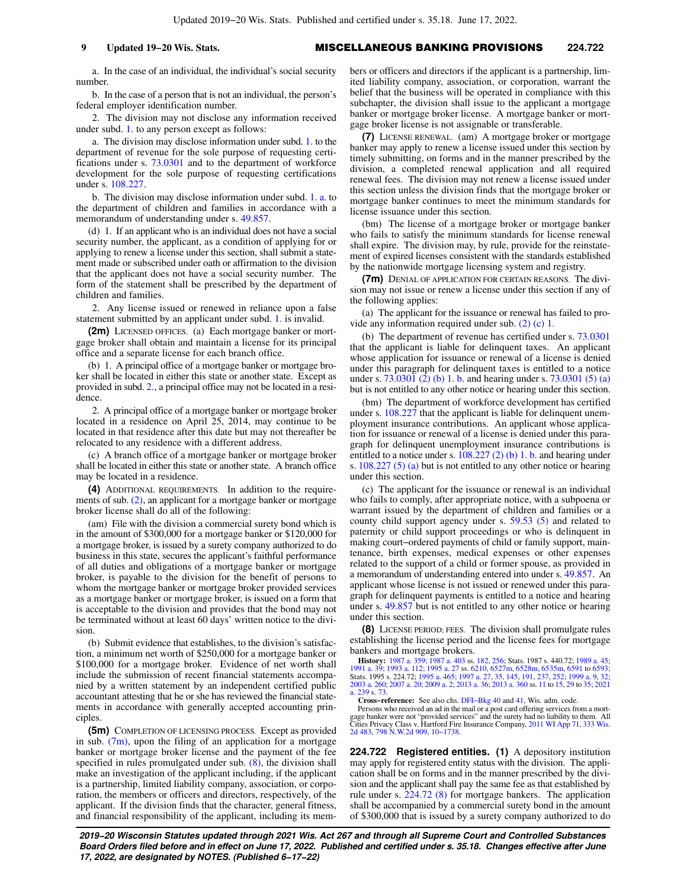a. In the case of an individual, the individual's social security number.

b. In the case of a person that is not an individual, the person's federal employer identification number.

2. The division may not disclose any information received under subd. 1. to any person except as follows:

a. The division may disclose information under subd. 1. to the department of revenue for the sole purpose of requesting certifications under s. 73.0301 and to the department of workforce development for the sole purpose of requesting certifications under s. 108.227.

b. The division may disclose information under subd. 1. a. to the department of children and families in accordance with a memorandum of understanding under s. 49.857.

(d) 1. If an applicant who is an individual does not have a social security number, the applicant, as a condition of applying for or applying to renew a license under this section, shall submit a statement made or subscribed under oath or affirmation to the division that the applicant does not have a social security number. The form of the statement shall be prescribed by the department of children and families.

2. Any license issued or renewed in reliance upon a false statement submitted by an applicant under subd. 1. is invalid.

**(2m)** LICENSED OFFICES. (a) Each mortgage banker or mortgage broker shall obtain and maintain a license for its principal office and a separate license for each branch office.

(b) 1. A principal office of a mortgage banker or mortgage broker shall be located in either this state or another state. Except as provided in subd. 2., a principal office may not be located in a residence.

2. A principal office of a mortgage banker or mortgage broker located in a residence on April 25, 2014, may continue to be located in that residence after this date but may not thereafter be relocated to any residence with a different address.

(c) A branch office of a mortgage banker or mortgage broker shall be located in either this state or another state. A branch office may be located in a residence.

**(4)** ADDITIONAL REQUIREMENTS. In addition to the requirements of sub. (2), an applicant for a mortgage banker or mortgage broker license shall do all of the following:

(am) File with the division a commercial surety bond which is in the amount of $300,000 for a mortgage banker or $120,000 for a mortgage broker, is issued by a surety company authorized to do business in this state, secures the applicant's faithful performance of all duties and obligations of a mortgage banker or mortgage broker, is payable to the division for the benefit of persons to whom the mortgage banker or mortgage broker provided services as a mortgage banker or mortgage broker, is issued on a form that is acceptable to the division and provides that the bond may not be terminated without at least 60 days' written notice to the division.

(b) Submit evidence that establishes, to the division's satisfaction, a minimum net worth of $250,000 for a mortgage banker or $100,000 for a mortgage broker. Evidence of net worth shall include the submission of recent financial statements accompanied by a written statement by an independent certified public accountant attesting that he or she has reviewed the financial statements in accordance with generally accepted accounting principles.

**(5m)** COMPLETION OF LICENSING PROCESS. Except as provided in sub. (7m), upon the filing of an application for a mortgage banker or mortgage broker license and the payment of the fee specified in rules promulgated under sub. (8), the division shall make an investigation of the applicant including, if the applicant is a partnership, limited liability company, association, or corporation, the members or officers and directors, respectively, of the applicant. If the division finds that the character, general fitness, and financial responsibility of the applicant, including its members or officers and directors if the applicant is a partnership, limited liability company, association, or corporation, warrant the belief that the business will be operated in compliance with this subchapter, the division shall issue to the applicant a mortgage banker or mortgage broker license. A mortgage banker or mortgage broker license is not assignable or transferable.

**(7)** LICENSE RENEWAL. (am) A mortgage broker or mortgage banker may apply to renew a license issued under this section by timely submitting, on forms and in the manner prescribed by the division, a completed renewal application and all required renewal fees. The division may not renew a license issued under this section unless the division finds that the mortgage broker or mortgage banker continues to meet the minimum standards for license issuance under this section.

(bm) The license of a mortgage broker or mortgage banker who fails to satisfy the minimum standards for license renewal shall expire. The division may, by rule, provide for the reinstatement of expired licenses consistent with the standards established by the nationwide mortgage licensing system and registry.

**(7m)** DENIAL OF APPLICATION FOR CERTAIN REASONS. The division may not issue or renew a license under this section if any of the following applies:

(a) The applicant for the issuance or renewal has failed to provide any information required under sub. (2) (c) 1.

(b) The department of revenue has certified under s. 73.0301 that the applicant is liable for delinquent taxes. An applicant whose application for issuance or renewal of a license is denied under this paragraph for delinquent taxes is entitled to a notice under s. 73.0301 (2) (b) 1. b. and hearing under s. 73.0301 (5) (a) but is not entitled to any other notice or hearing under this section.

(bm) The department of workforce development has certified under s. 108.227 that the applicant is liable for delinquent unemployment insurance contributions. An applicant whose application for issuance or renewal of a license is denied under this paragraph for delinquent unemployment insurance contributions is entitled to a notice under s. 108.227 (2) (b) 1. b. and hearing under s. 108.227 (5) (a) but is not entitled to any other notice or hearing under this section.

(c) The applicant for the issuance or renewal is an individual who fails to comply, after appropriate notice, with a subpoena or warrant issued by the department of children and families or a county child support agency under s. 59.53 (5) and related to paternity or child support proceedings or who is delinquent in making court–ordered payments of child or family support, maintenance, birth expenses, medical expenses or other expenses related to the support of a child or former spouse, as provided in a memorandum of understanding entered into under s. 49.857. An applicant whose license is not issued or renewed under this paragraph for delinquent payments is entitled to a notice and hearing under s. 49.857 but is not entitled to any other notice or hearing under this section.

**(8)** LICENSE PERIOD; FEES. The division shall promulgate rules establishing the license period and the license fees for mortgage bankers and mortgage brokers.

**History:** 1987 a. 359; 1987 a. 403 ss. 182, 256; Stats. 1987 s. 440.72; 1989 a. 45; 1991 a. 39; 1993 a. 112; 1995 a. 27 ss. 6210, 6527m, 6528m, 6535m, 6591 to 6593; Stats. 1995 s. 224.72; 1995 a. 465; 1997 a. 27, 35, 145, 191, 237, 252; 1999 a. 9, 32; 2003 a. 260; 2007 a. 20; 2009 a. 2; 2013 a. 36; 2013 a. 360 ss. 11 to 15, 29 to 35; 2021 a. 239 s. 73.

**Cross–reference:** See also chs. DFI–Bkg 40 and 41, Wis. adm. code.

Persons who received an ad in the mail or a post card offering services from a mortgage banker were not "provided services" and the surety had no liability to them. All Cities Privacy Class v. Hartford Fire Insurance Company, 2011 WI App 71, 333 Wis. 2d 483, 798 N.W.2d 909, 10–1738.

**224.722 Registered entities. (1)** A depository institution may apply for registered entity status with the division. The application shall be on forms and in the manner prescribed by the division and the applicant shall pay the same fee as that established by rule under s. 224.72 (8) for mortgage bankers. The application shall be accompanied by a commercial surety bond in the amount of $300,000 that is issued by a surety company authorized to do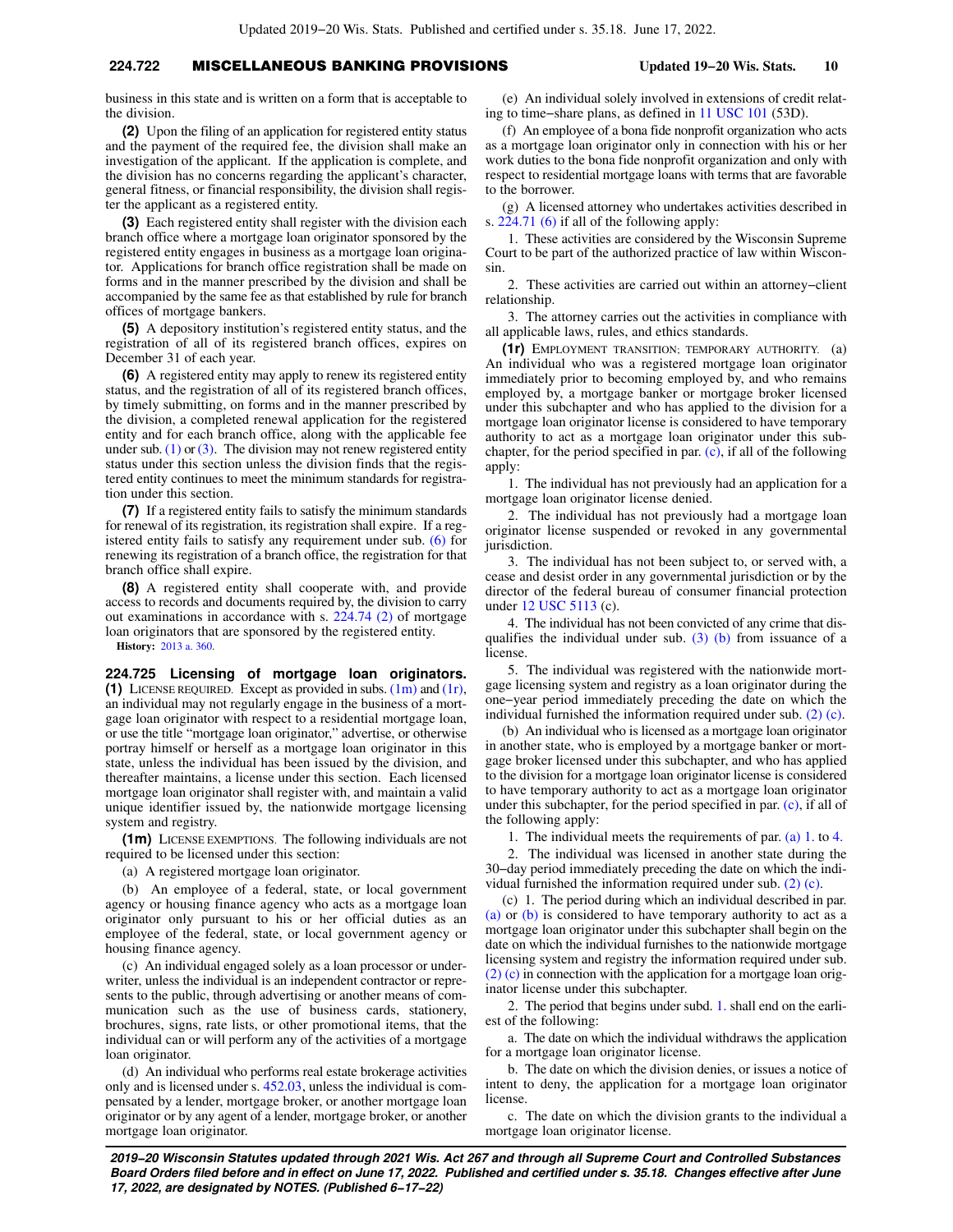business in this state and is written on a form that is acceptable to the division.

**(2)** Upon the filing of an application for registered entity status and the payment of the required fee, the division shall make an investigation of the applicant. If the application is complete, and the division has no concerns regarding the applicant's character, general fitness, or financial responsibility, the division shall register the applicant as a registered entity.

**(3)** Each registered entity shall register with the division each branch office where a mortgage loan originator sponsored by the registered entity engages in business as a mortgage loan originator. Applications for branch office registration shall be made on forms and in the manner prescribed by the division and shall be accompanied by the same fee as that established by rule for branch offices of mortgage bankers.

**(5)** A depository institution's registered entity status, and the registration of all of its registered branch offices, expires on December 31 of each year.

**(6)** A registered entity may apply to renew its registered entity status, and the registration of all of its registered branch offices, by timely submitting, on forms and in the manner prescribed by the division, a completed renewal application for the registered entity and for each branch office, along with the applicable fee under sub. (1) or (3). The division may not renew registered entity status under this section unless the division finds that the registered entity continues to meet the minimum standards for registration under this section.

**(7)** If a registered entity fails to satisfy the minimum standards for renewal of its registration, its registration shall expire. If a registered entity fails to satisfy any requirement under sub. (6) for renewing its registration of a branch office, the registration for that branch office shall expire.

**(8)** A registered entity shall cooperate with, and provide access to records and documents required by, the division to carry out examinations in accordance with s. 224.74 (2) of mortgage loan originators that are sponsored by the registered entity.

**History:** 2013 a. 360.

**224.725 Licensing of mortgage loan originators.** **(1)** LICENSE REQUIRED. Except as provided in subs. (1m) and (1r), an individual may not regularly engage in the business of a mortgage loan originator with respect to a residential mortgage loan, or use the title "mortgage loan originator," advertise, or otherwise portray himself or herself as a mortgage loan originator in this state, unless the individual has been issued by the division, and thereafter maintains, a license under this section. Each licensed mortgage loan originator shall register with, and maintain a valid unique identifier issued by, the nationwide mortgage licensing system and registry.

**(1m)** LICENSE EXEMPTIONS. The following individuals are not required to be licensed under this section:

(a) A registered mortgage loan originator.

(b) An employee of a federal, state, or local government agency or housing finance agency who acts as a mortgage loan originator only pursuant to his or her official duties as an employee of the federal, state, or local government agency or housing finance agency.

(c) An individual engaged solely as a loan processor or underwriter, unless the individual is an independent contractor or represents to the public, through advertising or another means of communication such as the use of business cards, stationery, brochures, signs, rate lists, or other promotional items, that the individual can or will perform any of the activities of a mortgage loan originator.

(d) An individual who performs real estate brokerage activities only and is licensed under s. 452.03, unless the individual is compensated by a lender, mortgage broker, or another mortgage loan originator or by any agent of a lender, mortgage broker, or another mortgage loan originator.

(e) An individual solely involved in extensions of credit relating to time-share plans, as defined in 11 USC 101 (53D).

(f) An employee of a bona fide nonprofit organization who acts as a mortgage loan originator only in connection with his or her work duties to the bona fide nonprofit organization and only with respect to residential mortgage loans with terms that are favorable to the borrower.

(g) A licensed attorney who undertakes activities described in s. 224.71 (6) if all of the following apply:

1. These activities are considered by the Wisconsin Supreme Court to be part of the authorized practice of law within Wisconsin.

2. These activities are carried out within an attorney-client relationship.

3. The attorney carries out the activities in compliance with all applicable laws, rules, and ethics standards.

**(1r)** EMPLOYMENT TRANSITION; TEMPORARY AUTHORITY. (a) An individual who was a registered mortgage loan originator immediately prior to becoming employed by, and who remains employed by, a mortgage banker or mortgage broker licensed under this subchapter and who has applied to the division for a mortgage loan originator license is considered to have temporary authority to act as a mortgage loan originator under this subchapter, for the period specified in par. (c), if all of the following apply:

1. The individual has not previously had an application for a mortgage loan originator license denied.

2. The individual has not previously had a mortgage loan originator license suspended or revoked in any governmental jurisdiction.

3. The individual has not been subject to, or served with, a cease and desist order in any governmental jurisdiction or by the director of the federal bureau of consumer financial protection under 12 USC 5113 (c).

4. The individual has not been convicted of any crime that disqualifies the individual under sub. (3) (b) from issuance of a license.

5. The individual was registered with the nationwide mortgage licensing system and registry as a loan originator during the one-year period immediately preceding the date on which the individual furnished the information required under sub. (2) (c).

(b) An individual who is licensed as a mortgage loan originator in another state, who is employed by a mortgage banker or mortgage broker licensed under this subchapter, and who has applied to the division for a mortgage loan originator license is considered to have temporary authority to act as a mortgage loan originator under this subchapter, for the period specified in par. (c), if all of the following apply:

1. The individual meets the requirements of par. (a) 1. to 4.

2. The individual was licensed in another state during the 30-day period immediately preceding the date on which the individual furnished the information required under sub. (2) (c).

(c) 1. The period during which an individual described in par. (a) or (b) is considered to have temporary authority to act as a mortgage loan originator under this subchapter shall begin on the date on which the individual furnishes to the nationwide mortgage licensing system and registry the information required under sub. (2) (c) in connection with the application for a mortgage loan originator license under this subchapter.

2. The period that begins under subd. 1. shall end on the earliest of the following:

a. The date on which the individual withdraws the application for a mortgage loan originator license.

b. The date on which the division denies, or issues a notice of intent to deny, the application for a mortgage loan originator license.

c. The date on which the division grants to the individual a mortgage loan originator license.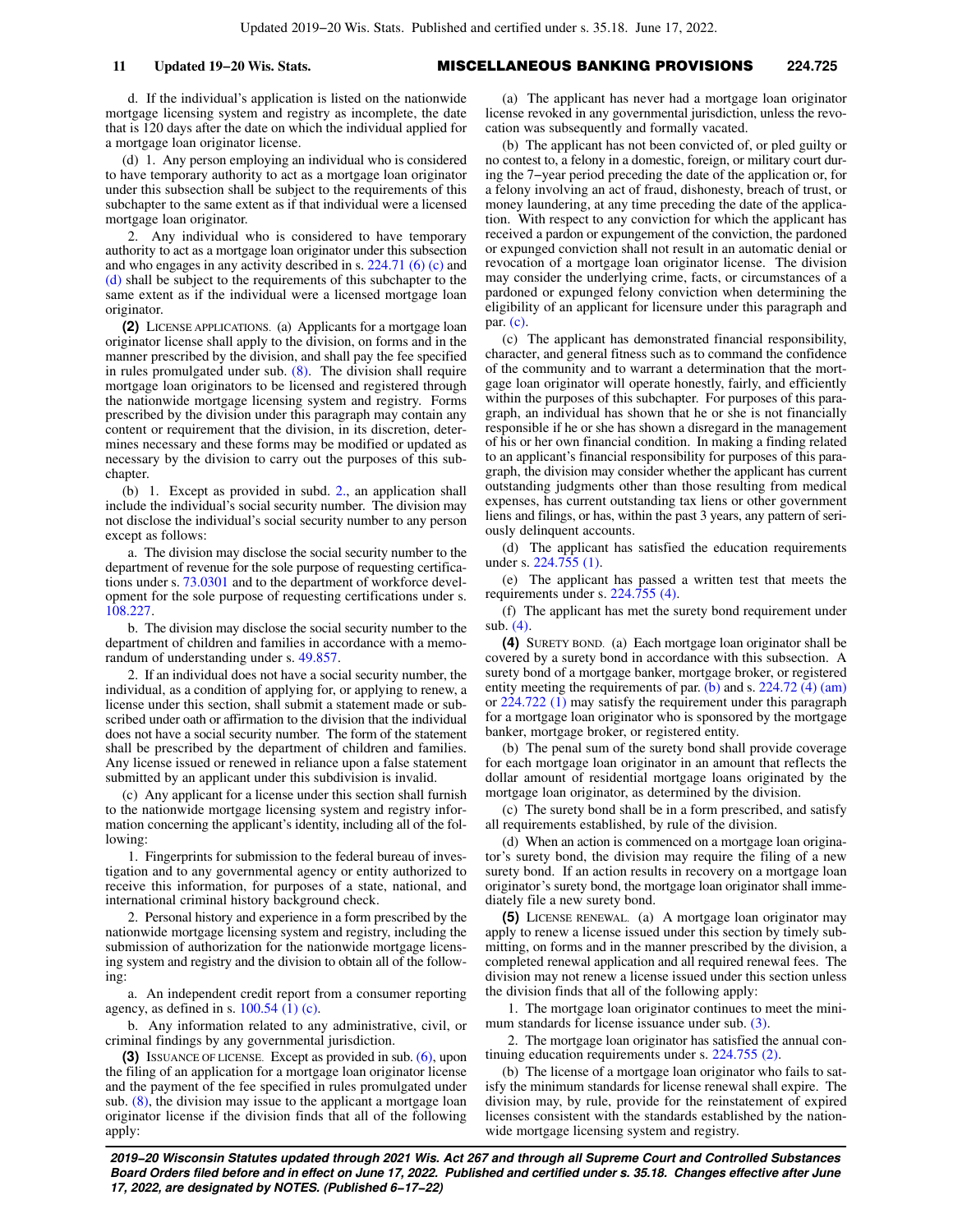d. If the individual's application is listed on the nationwide mortgage licensing system and registry as incomplete, the date that is 120 days after the date on which the individual applied for a mortgage loan originator license.

(d) 1. Any person employing an individual who is considered to have temporary authority to act as a mortgage loan originator under this subsection shall be subject to the requirements of this subchapter to the same extent as if that individual were a licensed mortgage loan originator.

2. Any individual who is considered to have temporary authority to act as a mortgage loan originator under this subsection and who engages in any activity described in s. 224.71 (6) (c) and (d) shall be subject to the requirements of this subchapter to the same extent as if the individual were a licensed mortgage loan originator.

**(2)** LICENSE APPLICATIONS. (a) Applicants for a mortgage loan originator license shall apply to the division, on forms and in the manner prescribed by the division, and shall pay the fee specified in rules promulgated under sub. (8). The division shall require mortgage loan originators to be licensed and registered through the nationwide mortgage licensing system and registry. Forms prescribed by the division under this paragraph may contain any content or requirement that the division, in its discretion, determines necessary and these forms may be modified or updated as necessary by the division to carry out the purposes of this subchapter.

(b) 1. Except as provided in subd. 2., an application shall include the individual's social security number. The division may not disclose the individual's social security number to any person except as follows:

a. The division may disclose the social security number to the department of revenue for the sole purpose of requesting certifications under s. 73.0301 and to the department of workforce development for the sole purpose of requesting certifications under s. 108.227.

b. The division may disclose the social security number to the department of children and families in accordance with a memorandum of understanding under s. 49.857.

2. If an individual does not have a social security number, the individual, as a condition of applying for, or applying to renew, a license under this section, shall submit a statement made or subscribed under oath or affirmation to the division that the individual does not have a social security number. The form of the statement shall be prescribed by the department of children and families. Any license issued or renewed in reliance upon a false statement submitted by an applicant under this subdivision is invalid.

(c) Any applicant for a license under this section shall furnish to the nationwide mortgage licensing system and registry information concerning the applicant's identity, including all of the following:

1. Fingerprints for submission to the federal bureau of investigation and to any governmental agency or entity authorized to receive this information, for purposes of a state, national, and international criminal history background check.

2. Personal history and experience in a form prescribed by the nationwide mortgage licensing system and registry, including the submission of authorization for the nationwide mortgage licensing system and registry and the division to obtain all of the following:

a. An independent credit report from a consumer reporting agency, as defined in s. 100.54 (1) (c).

b. Any information related to any administrative, civil, or criminal findings by any governmental jurisdiction.

**(3)** ISSUANCE OF LICENSE. Except as provided in sub. (6), upon the filing of an application for a mortgage loan originator license and the payment of the fee specified in rules promulgated under sub. (8), the division may issue to the applicant a mortgage loan originator license if the division finds that all of the following apply:

(a) The applicant has never had a mortgage loan originator license revoked in any governmental jurisdiction, unless the revocation was subsequently and formally vacated.

(b) The applicant has not been convicted of, or pled guilty or no contest to, a felony in a domestic, foreign, or military court during the 7–year period preceding the date of the application or, for a felony involving an act of fraud, dishonesty, breach of trust, or money laundering, at any time preceding the date of the application. With respect to any conviction for which the applicant has received a pardon or expungement of the conviction, the pardoned or expunged conviction shall not result in an automatic denial or revocation of a mortgage loan originator license. The division may consider the underlying crime, facts, or circumstances of a pardoned or expunged felony conviction when determining the eligibility of an applicant for licensure under this paragraph and par. (c).

(c) The applicant has demonstrated financial responsibility, character, and general fitness such as to command the confidence of the community and to warrant a determination that the mortgage loan originator will operate honestly, fairly, and efficiently within the purposes of this subchapter. For purposes of this paragraph, an individual has shown that he or she is not financially responsible if he or she has shown a disregard in the management of his or her own financial condition. In making a finding related to an applicant's financial responsibility for purposes of this paragraph, the division may consider whether the applicant has current outstanding judgments other than those resulting from medical expenses, has current outstanding tax liens or other government liens and filings, or has, within the past 3 years, any pattern of seriously delinquent accounts.

(d) The applicant has satisfied the education requirements under s. 224.755 (1).

(e) The applicant has passed a written test that meets the requirements under s. 224.755 (4).

(f) The applicant has met the surety bond requirement under sub. (4).

**(4)** SURETY BOND. (a) Each mortgage loan originator shall be covered by a surety bond in accordance with this subsection. A surety bond of a mortgage banker, mortgage broker, or registered entity meeting the requirements of par. (b) and s. 224.72 (4) (am) or 224.722 (1) may satisfy the requirement under this paragraph for a mortgage loan originator who is sponsored by the mortgage banker, mortgage broker, or registered entity.

(b) The penal sum of the surety bond shall provide coverage for each mortgage loan originator in an amount that reflects the dollar amount of residential mortgage loans originated by the mortgage loan originator, as determined by the division.

(c) The surety bond shall be in a form prescribed, and satisfy all requirements established, by rule of the division.

(d) When an action is commenced on a mortgage loan originator's surety bond, the division may require the filing of a new surety bond. If an action results in recovery on a mortgage loan originator's surety bond, the mortgage loan originator shall immediately file a new surety bond.

**(5)** LICENSE RENEWAL. (a) A mortgage loan originator may apply to renew a license issued under this section by timely submitting, on forms and in the manner prescribed by the division, a completed renewal application and all required renewal fees. The division may not renew a license issued under this section unless the division finds that all of the following apply:

1. The mortgage loan originator continues to meet the minimum standards for license issuance under sub. (3).

2. The mortgage loan originator has satisfied the annual continuing education requirements under s. 224.755 (2).

(b) The license of a mortgage loan originator who fails to satisfy the minimum standards for license renewal shall expire. The division may, by rule, provide for the reinstatement of expired licenses consistent with the standards established by the nationwide mortgage licensing system and registry.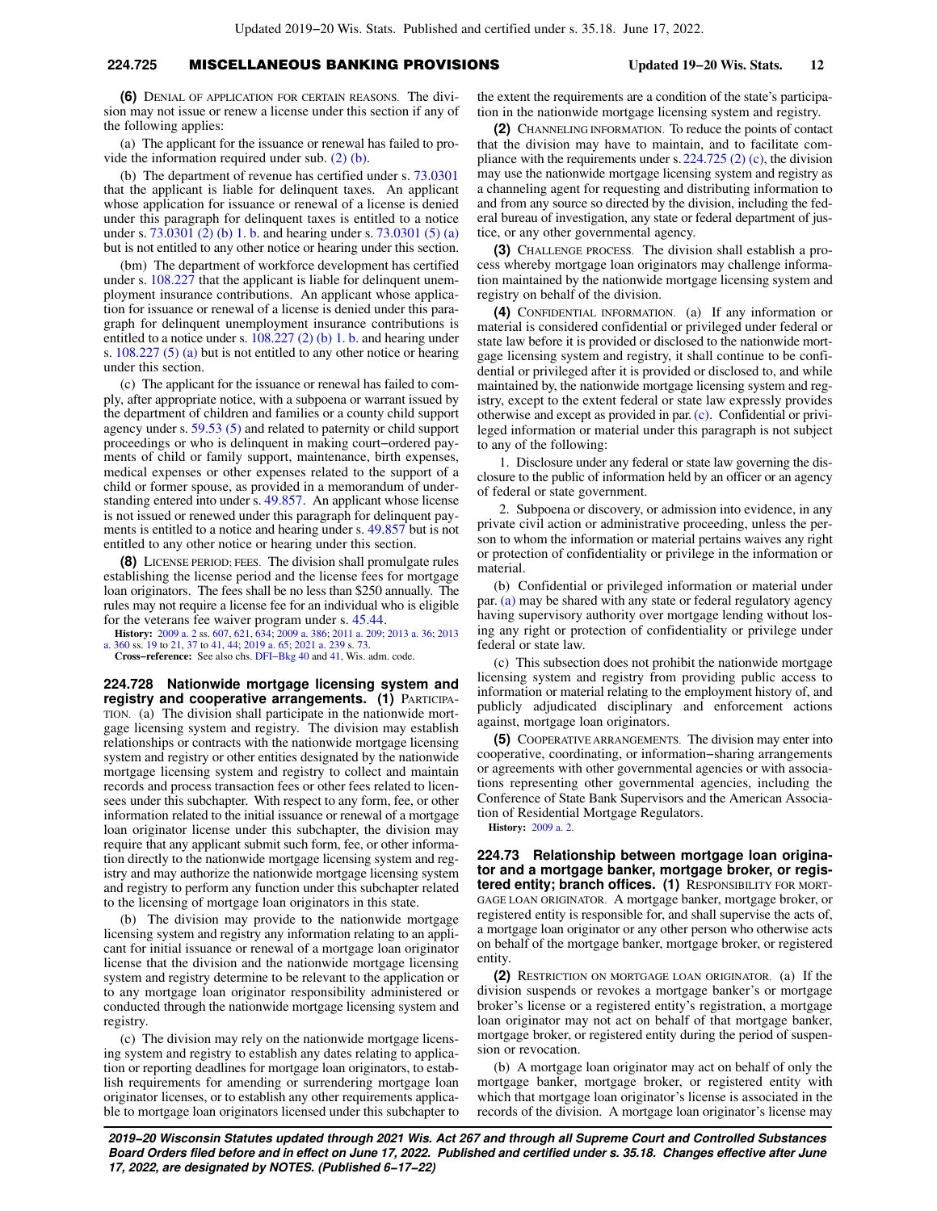**(6)** DENIAL OF APPLICATION FOR CERTAIN REASONS. The division may not issue or renew a license under this section if any of the following applies:

(a) The applicant for the issuance or renewal has failed to provide the information required under sub. (2) (b).

(b) The department of revenue has certified under s. 73.0301 that the applicant is liable for delinquent taxes. An applicant whose application for issuance or renewal of a license is denied under this paragraph for delinquent taxes is entitled to a notice under s. 73.0301 (2) (b) 1. b. and hearing under s. 73.0301 (5) (a) but is not entitled to any other notice or hearing under this section.

(bm) The department of workforce development has certified under s. 108.227 that the applicant is liable for delinquent unemployment insurance contributions. An applicant whose application for issuance or renewal of a license is denied under this paragraph for delinquent unemployment insurance contributions is entitled to a notice under s. 108.227 (2) (b) 1. b. and hearing under s. 108.227 (5) (a) but is not entitled to any other notice or hearing under this section.

(c) The applicant for the issuance or renewal has failed to comply, after appropriate notice, with a subpoena or warrant issued by the department of children and families or a county child support agency under s. 59.53 (5) and related to paternity or child support proceedings or who is delinquent in making court−ordered payments of child or family support, maintenance, birth expenses, medical expenses or other expenses related to the support of a child or former spouse, as provided in a memorandum of understanding entered into under s. 49.857. An applicant whose license is not issued or renewed under this paragraph for delinquent payments is entitled to a notice and hearing under s. 49.857 but is not entitled to any other notice or hearing under this section.

**(8)** LICENSE PERIOD; FEES. The division shall promulgate rules establishing the license period and the license fees for mortgage loan originators. The fees shall be no less than $250 annually. The rules may not require a license fee for an individual who is eligible for the veterans fee waiver program under s. 45.44.

**History:** 2009 a. 2 ss. 607, 621, 634; 2009 a. 386; 2011 a. 209; 2013 a. 36; 2013 a. 360 ss. 19 to 21, 37 to 41, 44; 2019 a. 65; 2021 a. 239 s. 73.

**Cross−reference:** See also chs. DFI−Bkg 40 and 41, Wis. adm. code.

**224.728 Nationwide mortgage licensing system and registry and cooperative arrangements.** **(1)** PARTICIPATION. (a) The division shall participate in the nationwide mortgage licensing system and registry. The division may establish relationships or contracts with the nationwide mortgage licensing system and registry or other entities designated by the nationwide mortgage licensing system and registry to collect and maintain records and process transaction fees or other fees related to licensees under this subchapter. With respect to any form, fee, or other information related to the initial issuance or renewal of a mortgage loan originator license under this subchapter, the division may require that any applicant submit such form, fee, or other information directly to the nationwide mortgage licensing system and registry and may authorize the nationwide mortgage licensing system and registry to perform any function under this subchapter related to the licensing of mortgage loan originators in this state.

(b) The division may provide to the nationwide mortgage licensing system and registry any information relating to an applicant for initial issuance or renewal of a mortgage loan originator license that the division and the nationwide mortgage licensing system and registry determine to be relevant to the application or to any mortgage loan originator responsibility administered or conducted through the nationwide mortgage licensing system and registry.

(c) The division may rely on the nationwide mortgage licensing system and registry to establish any dates relating to application or reporting deadlines for mortgage loan originators, to establish requirements for amending or surrendering mortgage loan originator licenses, or to establish any other requirements applicable to mortgage loan originators licensed under this subchapter to the extent the requirements are a condition of the state's participation in the nationwide mortgage licensing system and registry.

**(2)** CHANNELING INFORMATION. To reduce the points of contact that the division may have to maintain, and to facilitate compliance with the requirements under s. 224.725 (2) (c), the division may use the nationwide mortgage licensing system and registry as a channeling agent for requesting and distributing information to and from any source so directed by the division, including the federal bureau of investigation, any state or federal department of justice, or any other governmental agency.

**(3)** CHALLENGE PROCESS. The division shall establish a process whereby mortgage loan originators may challenge information maintained by the nationwide mortgage licensing system and registry on behalf of the division.

**(4)** CONFIDENTIAL INFORMATION. (a) If any information or material is considered confidential or privileged under federal or state law before it is provided or disclosed to the nationwide mortgage licensing system and registry, it shall continue to be confidential or privileged after it is provided or disclosed to, and while maintained by, the nationwide mortgage licensing system and registry, except to the extent federal or state law expressly provides otherwise and except as provided in par. (c). Confidential or privileged information or material under this paragraph is not subject to any of the following:

1. Disclosure under any federal or state law governing the disclosure to the public of information held by an officer or an agency of federal or state government.

2. Subpoena or discovery, or admission into evidence, in any private civil action or administrative proceeding, unless the person to whom the information or material pertains waives any right or protection of confidentiality or privilege in the information or material.

(b) Confidential or privileged information or material under par. (a) may be shared with any state or federal regulatory agency having supervisory authority over mortgage lending without losing any right or protection of confidentiality or privilege under federal or state law.

(c) This subsection does not prohibit the nationwide mortgage licensing system and registry from providing public access to information or material relating to the employment history of, and publicly adjudicated disciplinary and enforcement actions against, mortgage loan originators.

**(5)** COOPERATIVE ARRANGEMENTS. The division may enter into cooperative, coordinating, or information−sharing arrangements or agreements with other governmental agencies or with associations representing other governmental agencies, including the Conference of State Bank Supervisors and the American Association of Residential Mortgage Regulators.

**History:** 2009 a. 2.

**224.73 Relationship between mortgage loan originator and a mortgage banker, mortgage broker, or registered entity; branch offices.** **(1)** RESPONSIBILITY FOR MORTGAGE LOAN ORIGINATOR. A mortgage banker, mortgage broker, or registered entity is responsible for, and shall supervise the acts of, a mortgage loan originator or any other person who otherwise acts on behalf of the mortgage banker, mortgage broker, or registered entity.

**(2)** RESTRICTION ON MORTGAGE LOAN ORIGINATOR. (a) If the division suspends or revokes a mortgage banker's or mortgage broker's license or a registered entity's registration, a mortgage loan originator may not act on behalf of that mortgage banker, mortgage broker, or registered entity during the period of suspension or revocation.

(b) A mortgage loan originator may act on behalf of only the mortgage banker, mortgage broker, or registered entity with which that mortgage loan originator's license is associated in the records of the division. A mortgage loan originator's license may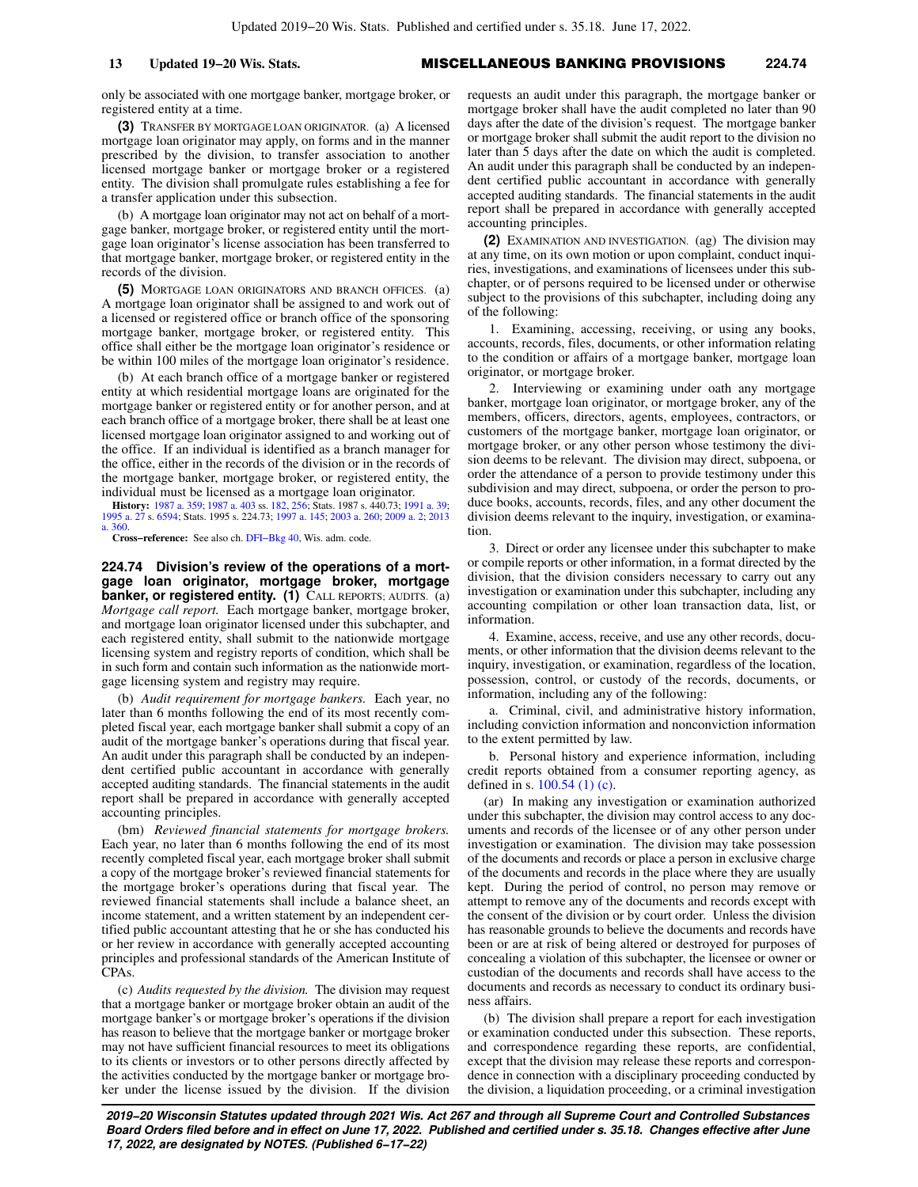only be associated with one mortgage banker, mortgage broker, or registered entity at a time.

**(3)** TRANSFER BY MORTGAGE LOAN ORIGINATOR. (a) A licensed mortgage loan originator may apply, on forms and in the manner prescribed by the division, to transfer association to another licensed mortgage banker or mortgage broker or a registered entity. The division shall promulgate rules establishing a fee for a transfer application under this subsection.

(b) A mortgage loan originator may not act on behalf of a mortgage banker, mortgage broker, or registered entity until the mortgage loan originator's license association has been transferred to that mortgage banker, mortgage broker, or registered entity in the records of the division.

**(5)** MORTGAGE LOAN ORIGINATORS AND BRANCH OFFICES. (a) A mortgage loan originator shall be assigned to and work out of a licensed or registered office or branch office of the sponsoring mortgage banker, mortgage broker, or registered entity. This office shall either be the mortgage loan originator's residence or be within 100 miles of the mortgage loan originator's residence.

(b) At each branch office of a mortgage banker or registered entity at which residential mortgage loans are originated for the mortgage banker or registered entity or for another person, and at each branch office of a mortgage broker, there shall be at least one licensed mortgage loan originator assigned to and working out of the office. If an individual is identified as a branch manager for the office, either in the records of the division or in the records of the mortgage banker, mortgage broker, or registered entity, the individual must be licensed as a mortgage loan originator.

**History:** 1987 a. 359; 1987 a. 403 ss. 182, 256; Stats. 1987 s. 440.73; 1991 a. 39; 1995 a. 27 s. 6594; Stats. 1995 s. 224.73; 1997 a. 145; 2003 a. 260; 2009 a. 2; 2013 a. 360.

**Cross-reference:** See also ch. DFI-Bkg 40, Wis. adm. code.

**224.74 Division's review of the operations of a mortgage loan originator, mortgage broker, mortgage banker, or registered entity.** **(1)** CALL REPORTS; AUDITS. (a) *Mortgage call report.* Each mortgage banker, mortgage broker, and mortgage loan originator licensed under this subchapter, and each registered entity, shall submit to the nationwide mortgage licensing system and registry reports of condition, which shall be in such form and contain such information as the nationwide mortgage licensing system and registry may require.

(b) *Audit requirement for mortgage bankers.* Each year, no later than 6 months following the end of its most recently completed fiscal year, each mortgage banker shall submit a copy of an audit of the mortgage banker's operations during that fiscal year. An audit under this paragraph shall be conducted by an independent certified public accountant in accordance with generally accepted auditing standards. The financial statements in the audit report shall be prepared in accordance with generally accepted accounting principles.

(bm) *Reviewed financial statements for mortgage brokers.* Each year, no later than 6 months following the end of its most recently completed fiscal year, each mortgage broker shall submit a copy of the mortgage broker's reviewed financial statements for the mortgage broker's operations during that fiscal year. The reviewed financial statements shall include a balance sheet, an income statement, and a written statement by an independent certified public accountant attesting that he or she has conducted his or her review in accordance with generally accepted accounting principles and professional standards of the American Institute of CPAs.

(c) *Audits requested by the division.* The division may request that a mortgage banker or mortgage broker obtain an audit of the mortgage banker's or mortgage broker's operations if the division has reason to believe that the mortgage banker or mortgage broker may not have sufficient financial resources to meet its obligations to its clients or investors or to other persons directly affected by the activities conducted by the mortgage banker or mortgage broker under the license issued by the division. If the division requests an audit under this paragraph, the mortgage banker or mortgage broker shall have the audit completed no later than 90 days after the date of the division's request. The mortgage banker or mortgage broker shall submit the audit report to the division no later than 5 days after the date on which the audit is completed. An audit under this paragraph shall be conducted by an independent certified public accountant in accordance with generally accepted auditing standards. The financial statements in the audit report shall be prepared in accordance with generally accepted accounting principles.

**(2)** EXAMINATION AND INVESTIGATION. (ag) The division may at any time, on its own motion or upon complaint, conduct inquiries, investigations, and examinations of licensees under this subchapter, or of persons required to be licensed under or otherwise subject to the provisions of this subchapter, including doing any of the following:

1. Examining, accessing, receiving, or using any books, accounts, records, files, documents, or other information relating to the condition or affairs of a mortgage banker, mortgage loan originator, or mortgage broker.

2. Interviewing or examining under oath any mortgage banker, mortgage loan originator, or mortgage broker, any of the members, officers, directors, agents, employees, contractors, or customers of the mortgage banker, mortgage loan originator, or mortgage broker, or any other person whose testimony the division deems to be relevant. The division may direct, subpoena, or order the attendance of a person to provide testimony under this subdivision and may direct, subpoena, or order the person to produce books, accounts, records, files, and any other document the division deems relevant to the inquiry, investigation, or examination.

3. Direct or order any licensee under this subchapter to make or compile reports or other information, in a format directed by the division, that the division considers necessary to carry out any investigation or examination under this subchapter, including any accounting compilation or other loan transaction data, list, or information.

4. Examine, access, receive, and use any other records, documents, or other information that the division deems relevant to the inquiry, investigation, or examination, regardless of the location, possession, control, or custody of the records, documents, or information, including any of the following:

a. Criminal, civil, and administrative history information, including conviction information and nonconviction information to the extent permitted by law.

b. Personal history and experience information, including credit reports obtained from a consumer reporting agency, as defined in s. 100.54 (1) (c).

(ar) In making any investigation or examination authorized under this subchapter, the division may control access to any documents and records of the licensee or of any other person under investigation or examination. The division may take possession of the documents and records or place a person in exclusive charge of the documents and records in the place where they are usually kept. During the period of control, no person may remove or attempt to remove any of the documents and records except with the consent of the division or by court order. Unless the division has reasonable grounds to believe the documents and records have been or are at risk of being altered or destroyed for purposes of concealing a violation of this subchapter, the licensee or owner or custodian of the documents and records shall have access to the documents and records as necessary to conduct its ordinary business affairs.

(b) The division shall prepare a report for each investigation or examination conducted under this subsection. These reports, and correspondence regarding these reports, are confidential, except that the division may release these reports and correspondence in connection with a disciplinary proceeding conducted by the division, a liquidation proceeding, or a criminal investigation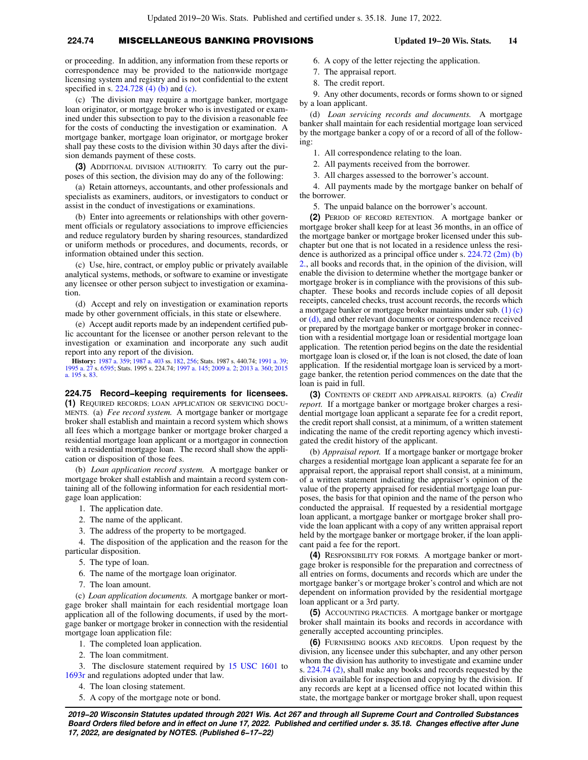or proceeding. In addition, any information from these reports or correspondence may be provided to the nationwide mortgage licensing system and registry and is not confidential to the extent specified in s. 224.728 (4) (b) and (c).

(c) The division may require a mortgage banker, mortgage loan originator, or mortgage broker who is investigated or examined under this subsection to pay to the division a reasonable fee for the costs of conducting the investigation or examination. A mortgage banker, mortgage loan originator, or mortgage broker shall pay these costs to the division within 30 days after the division demands payment of these costs.

**(3)** ADDITIONAL DIVISION AUTHORITY. To carry out the purposes of this section, the division may do any of the following:

(a) Retain attorneys, accountants, and other professionals and specialists as examiners, auditors, or investigators to conduct or assist in the conduct of investigations or examinations.

(b) Enter into agreements or relationships with other government officials or regulatory associations to improve efficiencies and reduce regulatory burden by sharing resources, standardized or uniform methods or procedures, and documents, records, or information obtained under this section.

(c) Use, hire, contract, or employ public or privately available analytical systems, methods, or software to examine or investigate any licensee or other person subject to investigation or examination.

(d) Accept and rely on investigation or examination reports made by other government officials, in this state or elsewhere.

(e) Accept audit reports made by an independent certified public accountant for the licensee or another person relevant to the investigation or examination and incorporate any such audit report into any report of the division.

**History:** 1987 a. 359; 1987 a. 403 ss. 182, 256; Stats. 1987 s. 440.74; 1991 a. 39; 1995 a. 27 s. 6595; Stats. 1995 s. 224.74; 1997 a. 145; 2009 a. 2; 2013 a. 360; 2015 a. 195 s. 83.

## 224.75 Record-keeping requirements for licensees.

**(1)** REQUIRED RECORDS; LOAN APPLICATION OR SERVICING DOCUMENTS. (a) *Fee record system.* A mortgage banker or mortgage broker shall establish and maintain a record system which shows all fees which a mortgage banker or mortgage broker charged a residential mortgage loan applicant or a mortgagor in connection with a residential mortgage loan. The record shall show the application or disposition of those fees.

(b) *Loan application record system.* A mortgage banker or mortgage broker shall establish and maintain a record system containing all of the following information for each residential mortgage loan application:

1. The application date.
2. The name of the applicant.
3. The address of the property to be mortgaged.
4. The disposition of the application and the reason for the particular disposition.
5. The type of loan.
6. The name of the mortgage loan originator.
7. The loan amount.

(c) *Loan application documents.* A mortgage banker or mortgage broker shall maintain for each residential mortgage loan application all of the following documents, if used by the mortgage banker or mortgage broker in connection with the residential mortgage loan application file:

1. The completed loan application.
2. The loan commitment.
3. The disclosure statement required by 15 USC 1601 to 1693r and regulations adopted under that law.
4. The loan closing statement.
5. A copy of the mortgage note or bond.
6. A copy of the letter rejecting the application.
7. The appraisal report.
8. The credit report.
9. Any other documents, records or forms shown to or signed by a loan applicant.

(d) *Loan servicing records and documents.* A mortgage banker shall maintain for each residential mortgage loan serviced by the mortgage banker a copy of or a record of all of the following:

1. All correspondence relating to the loan.
2. All payments received from the borrower.
3. All charges assessed to the borrower's account.
4. All payments made by the mortgage banker on behalf of the borrower.
5. The unpaid balance on the borrower's account.

**(2)** PERIOD OF RECORD RETENTION. A mortgage banker or mortgage broker shall keep for at least 36 months, in an office of the mortgage banker or mortgage broker licensed under this subchapter but one that is not located in a residence unless the residence is authorized as a principal office under s. 224.72 (2m) (b) 2., all books and records that, in the opinion of the division, will enable the division to determine whether the mortgage banker or mortgage broker is in compliance with the provisions of this subchapter. These books and records include copies of all deposit receipts, canceled checks, trust account records, the records which a mortgage banker or mortgage broker maintains under sub. (1) (c) or (d), and other relevant documents or correspondence received or prepared by the mortgage banker or mortgage broker in connection with a residential mortgage loan or residential mortgage loan application. The retention period begins on the date the residential mortgage loan is closed or, if the loan is not closed, the date of loan application. If the residential mortgage loan is serviced by a mortgage banker, the retention period commences on the date that the loan is paid in full.

**(3)** CONTENTS OF CREDIT AND APPRAISAL REPORTS. (a) *Credit report.* If a mortgage banker or mortgage broker charges a residential mortgage loan applicant a separate fee for a credit report, the credit report shall consist, at a minimum, of a written statement indicating the name of the credit reporting agency which investigated the credit history of the applicant.

(b) *Appraisal report.* If a mortgage banker or mortgage broker charges a residential mortgage loan applicant a separate fee for an appraisal report, the appraisal report shall consist, at a minimum, of a written statement indicating the appraiser's opinion of the value of the property appraised for residential mortgage loan purposes, the basis for that opinion and the name of the person who conducted the appraisal. If requested by a residential mortgage loan applicant, a mortgage banker or mortgage broker shall provide the loan applicant with a copy of any written appraisal report held by the mortgage banker or mortgage broker, if the loan applicant paid a fee for the report.

**(4)** RESPONSIBILITY FOR FORMS. A mortgage banker or mortgage broker is responsible for the preparation and correctness of all entries on forms, documents and records which are under the mortgage banker's or mortgage broker's control and which are not dependent on information provided by the residential mortgage loan applicant or a 3rd party.

**(5)** ACCOUNTING PRACTICES. A mortgage banker or mortgage broker shall maintain its books and records in accordance with generally accepted accounting principles.

**(6)** FURNISHING BOOKS AND RECORDS. Upon request by the division, any licensee under this subchapter, and any other person whom the division has authority to investigate and examine under s. 224.74 (2), shall make any books and records requested by the division available for inspection and copying by the division. If any records are kept at a licensed office not located within this state, the mortgage banker or mortgage broker shall, upon request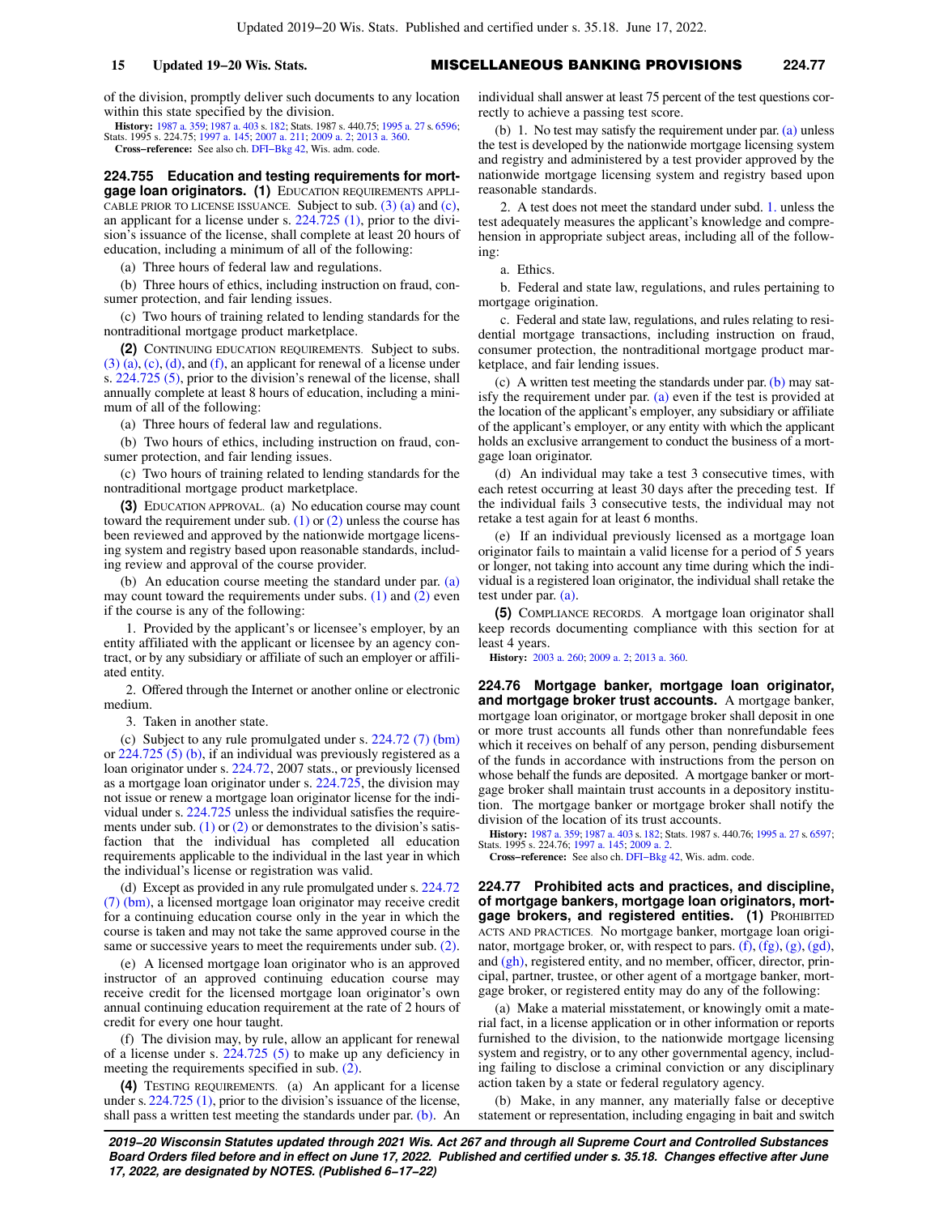of the division, promptly deliver such documents to any location within this state specified by the division.

**History:** 1987 a. 359; 1987 a. 403 s. 182; Stats. 1987 s. 440.75; 1995 a. 27 s. 6596; Stats. 1995 s. 224.75; 1997 a. 145; 2007 a. 211; 2009 a. 2; 2013 a. 360.

**Cross−reference:** See also ch. DFI−Bkg 42, Wis. adm. code.

**224.755 Education and testing requirements for mortgage loan originators. (1)** EDUCATION REQUIREMENTS APPLICABLE PRIOR TO LICENSE ISSUANCE. Subject to sub. (3) (a) and (c), an applicant for a license under s. 224.725 (1), prior to the division's issuance of the license, shall complete at least 20 hours of education, including a minimum of all of the following:

(a) Three hours of federal law and regulations.

(b) Three hours of ethics, including instruction on fraud, consumer protection, and fair lending issues.

(c) Two hours of training related to lending standards for the nontraditional mortgage product marketplace.

**(2)** CONTINUING EDUCATION REQUIREMENTS. Subject to subs. (3) (a), (c), (d), and (f), an applicant for renewal of a license under s. 224.725 (5), prior to the division's renewal of the license, shall annually complete at least 8 hours of education, including a minimum of all of the following:

(a) Three hours of federal law and regulations.

(b) Two hours of ethics, including instruction on fraud, consumer protection, and fair lending issues.

(c) Two hours of training related to lending standards for the nontraditional mortgage product marketplace.

**(3)** EDUCATION APPROVAL. (a) No education course may count toward the requirement under sub. (1) or (2) unless the course has been reviewed and approved by the nationwide mortgage licensing system and registry based upon reasonable standards, including review and approval of the course provider.

(b) An education course meeting the standard under par. (a) may count toward the requirements under subs. (1) and (2) even if the course is any of the following:

1. Provided by the applicant's or licensee's employer, by an entity affiliated with the applicant or licensee by an agency contract, or by any subsidiary or affiliate of such an employer or affiliated entity.

2. Offered through the Internet or another online or electronic medium.

3. Taken in another state.

(c) Subject to any rule promulgated under s. 224.72 (7) (bm) or 224.725 (5) (b), if an individual was previously registered as a loan originator under s. 224.72, 2007 stats., or previously licensed as a mortgage loan originator under s. 224.725, the division may not issue or renew a mortgage loan originator license for the individual under s. 224.725 unless the individual satisfies the requirements under sub. (1) or (2) or demonstrates to the division's satisfaction that the individual has completed all education requirements applicable to the individual in the last year in which the individual's license or registration was valid.

(d) Except as provided in any rule promulgated under s. 224.72 (7) (bm), a licensed mortgage loan originator may receive credit for a continuing education course only in the year in which the course is taken and may not take the same approved course in the same or successive years to meet the requirements under sub. (2).

(e) A licensed mortgage loan originator who is an approved instructor of an approved continuing education course may receive credit for the licensed mortgage loan originator's own annual continuing education requirement at the rate of 2 hours of credit for every one hour taught.

(f) The division may, by rule, allow an applicant for renewal of a license under s. 224.725 (5) to make up any deficiency in meeting the requirements specified in sub. (2).

**(4)** TESTING REQUIREMENTS. (a) An applicant for a license under s. 224.725 (1), prior to the division's issuance of the license, shall pass a written test meeting the standards under par. (b). An individual shall answer at least 75 percent of the test questions correctly to achieve a passing test score.

(b) 1. No test may satisfy the requirement under par. (a) unless the test is developed by the nationwide mortgage licensing system and registry and administered by a test provider approved by the nationwide mortgage licensing system and registry based upon reasonable standards.

2. A test does not meet the standard under subd. 1. unless the test adequately measures the applicant's knowledge and comprehension in appropriate subject areas, including all of the following:

a. Ethics.

b. Federal and state law, regulations, and rules pertaining to mortgage origination.

c. Federal and state law, regulations, and rules relating to residential mortgage transactions, including instruction on fraud, consumer protection, the nontraditional mortgage product marketplace, and fair lending issues.

(c) A written test meeting the standards under par. (b) may satisfy the requirement under par. (a) even if the test is provided at the location of the applicant's employer, any subsidiary or affiliate of the applicant's employer, or any entity with which the applicant holds an exclusive arrangement to conduct the business of a mortgage loan originator.

(d) An individual may take a test 3 consecutive times, with each retest occurring at least 30 days after the preceding test. If the individual fails 3 consecutive tests, the individual may not retake a test again for at least 6 months.

(e) If an individual previously licensed as a mortgage loan originator fails to maintain a valid license for a period of 5 years or longer, not taking into account any time during which the individual is a registered loan originator, the individual shall retake the test under par. (a).

**(5)** COMPLIANCE RECORDS. A mortgage loan originator shall keep records documenting compliance with this section for at least 4 years.

**History:** 2003 a. 260; 2009 a. 2; 2013 a. 360.

**224.76 Mortgage banker, mortgage loan originator, and mortgage broker trust accounts.** A mortgage banker, mortgage loan originator, or mortgage broker shall deposit in one or more trust accounts all funds other than nonrefundable fees which it receives on behalf of any person, pending disbursement of the funds in accordance with instructions from the person on whose behalf the funds are deposited. A mortgage banker or mortgage broker shall maintain trust accounts in a depository institution. The mortgage banker or mortgage broker shall notify the division of the location of its trust accounts.

**History:** 1987 a. 359; 1987 a. 403 s. 182; Stats. 1987 s. 440.76; 1995 a. 27 s. 6597; Stats. 1995 s. 224.76; 1997 a. 145; 2009 a. 2.

**Cross−reference:** See also ch. DFI−Bkg 42, Wis. adm. code.

**224.77 Prohibited acts and practices, and discipline, of mortgage bankers, mortgage loan originators, mortgage brokers, and registered entities. (1)** PROHIBITED ACTS AND PRACTICES. No mortgage banker, mortgage loan originator, mortgage broker, or, with respect to pars. (f), (fg), (g), (gd), and (gh), registered entity, and no member, officer, director, principal, partner, trustee, or other agent of a mortgage banker, mortgage broker, or registered entity may do any of the following:

(a) Make a material misstatement, or knowingly omit a material fact, in a license application or in other information or reports furnished to the division, to the nationwide mortgage licensing system and registry, or to any other governmental agency, including failing to disclose a criminal conviction or any disciplinary action taken by a state or federal regulatory agency.

(b) Make, in any manner, any materially false or deceptive statement or representation, including engaging in bait and switch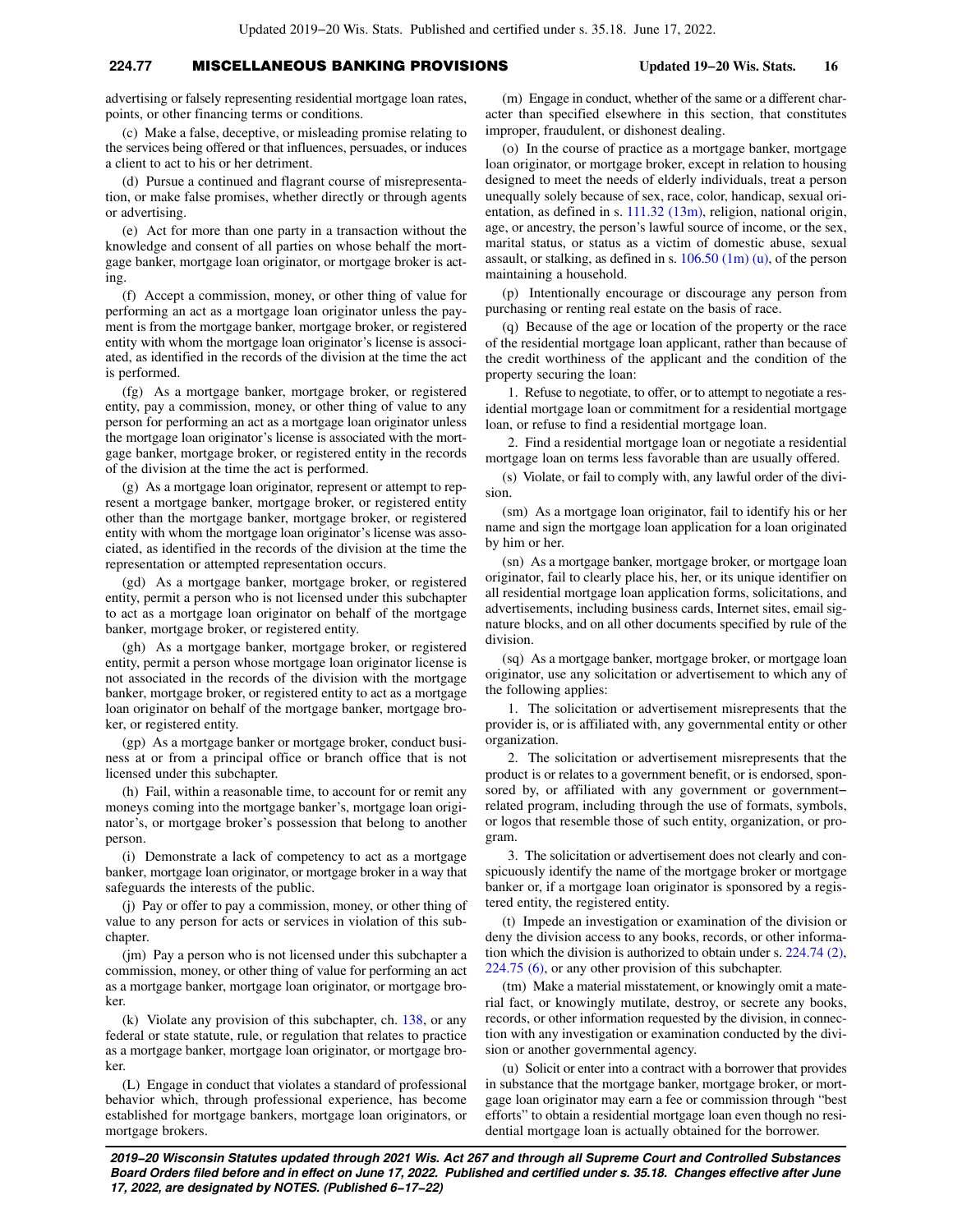advertising or falsely representing residential mortgage loan rates, points, or other financing terms or conditions.

(c) Make a false, deceptive, or misleading promise relating to the services being offered or that influences, persuades, or induces a client to act to his or her detriment.

(d) Pursue a continued and flagrant course of misrepresentation, or make false promises, whether directly or through agents or advertising.

(e) Act for more than one party in a transaction without the knowledge and consent of all parties on whose behalf the mortgage banker, mortgage loan originator, or mortgage broker is acting.

(f) Accept a commission, money, or other thing of value for performing an act as a mortgage loan originator unless the payment is from the mortgage banker, mortgage broker, or registered entity with whom the mortgage loan originator's license is associated, as identified in the records of the division at the time the act is performed.

(fg) As a mortgage banker, mortgage broker, or registered entity, pay a commission, money, or other thing of value to any person for performing an act as a mortgage loan originator unless the mortgage loan originator's license is associated with the mortgage banker, mortgage broker, or registered entity in the records of the division at the time the act is performed.

(g) As a mortgage loan originator, represent or attempt to represent a mortgage banker, mortgage broker, or registered entity other than the mortgage banker, mortgage broker, or registered entity with whom the mortgage loan originator's license was associated, as identified in the records of the division at the time the representation or attempted representation occurs.

(gd) As a mortgage banker, mortgage broker, or registered entity, permit a person who is not licensed under this subchapter to act as a mortgage loan originator on behalf of the mortgage banker, mortgage broker, or registered entity.

(gh) As a mortgage banker, mortgage broker, or registered entity, permit a person whose mortgage loan originator license is not associated in the records of the division with the mortgage banker, mortgage broker, or registered entity to act as a mortgage loan originator on behalf of the mortgage banker, mortgage broker, or registered entity.

(gp) As a mortgage banker or mortgage broker, conduct business at or from a principal office or branch office that is not licensed under this subchapter.

(h) Fail, within a reasonable time, to account for or remit any moneys coming into the mortgage banker's, mortgage loan originator's, or mortgage broker's possession that belong to another person.

(i) Demonstrate a lack of competency to act as a mortgage banker, mortgage loan originator, or mortgage broker in a way that safeguards the interests of the public.

(j) Pay or offer to pay a commission, money, or other thing of value to any person for acts or services in violation of this subchapter.

(jm) Pay a person who is not licensed under this subchapter a commission, money, or other thing of value for performing an act as a mortgage banker, mortgage loan originator, or mortgage broker.

(k) Violate any provision of this subchapter, ch. 138, or any federal or state statute, rule, or regulation that relates to practice as a mortgage banker, mortgage loan originator, or mortgage broker.

(L) Engage in conduct that violates a standard of professional behavior which, through professional experience, has become established for mortgage bankers, mortgage loan originators, or mortgage brokers.

(m) Engage in conduct, whether of the same or a different character than specified elsewhere in this section, that constitutes improper, fraudulent, or dishonest dealing.

(o) In the course of practice as a mortgage banker, mortgage loan originator, or mortgage broker, except in relation to housing designed to meet the needs of elderly individuals, treat a person unequally solely because of sex, race, color, handicap, sexual orientation, as defined in s. 111.32 (13m), religion, national origin, age, or ancestry, the person's lawful source of income, or the sex, marital status, or status as a victim of domestic abuse, sexual assault, or stalking, as defined in s. 106.50 (1m) (u), of the person maintaining a household.

(p) Intentionally encourage or discourage any person from purchasing or renting real estate on the basis of race.

(q) Because of the age or location of the property or the race of the residential mortgage loan applicant, rather than because of the credit worthiness of the applicant and the condition of the property securing the loan:

1. Refuse to negotiate, to offer, or to attempt to negotiate a residential mortgage loan or commitment for a residential mortgage loan, or refuse to find a residential mortgage loan.

2. Find a residential mortgage loan or negotiate a residential mortgage loan on terms less favorable than are usually offered.

(s) Violate, or fail to comply with, any lawful order of the division.

(sm) As a mortgage loan originator, fail to identify his or her name and sign the mortgage loan application for a loan originated by him or her.

(sn) As a mortgage banker, mortgage broker, or mortgage loan originator, fail to clearly place his, her, or its unique identifier on all residential mortgage loan application forms, solicitations, and advertisements, including business cards, Internet sites, email signature blocks, and on all other documents specified by rule of the division.

(sq) As a mortgage banker, mortgage broker, or mortgage loan originator, use any solicitation or advertisement to which any of the following applies:

1. The solicitation or advertisement misrepresents that the provider is, or is affiliated with, any governmental entity or other organization.

2. The solicitation or advertisement misrepresents that the product is or relates to a government benefit, or is endorsed, sponsored by, or affiliated with any government or government-related program, including through the use of formats, symbols, or logos that resemble those of such entity, organization, or program.

3. The solicitation or advertisement does not clearly and conspicuously identify the name of the mortgage broker or mortgage banker or, if a mortgage loan originator is sponsored by a registered entity, the registered entity.

(t) Impede an investigation or examination of the division or deny the division access to any books, records, or other information which the division is authorized to obtain under s. 224.74 (2), 224.75 (6), or any other provision of this subchapter.

(tm) Make a material misstatement, or knowingly omit a material fact, or knowingly mutilate, destroy, or secrete any books, records, or other information requested by the division, in connection with any investigation or examination conducted by the division or another governmental agency.

(u) Solicit or enter into a contract with a borrower that provides in substance that the mortgage banker, mortgage broker, or mortgage loan originator may earn a fee or commission through "best efforts" to obtain a residential mortgage loan even though no residential mortgage loan is actually obtained for the borrower.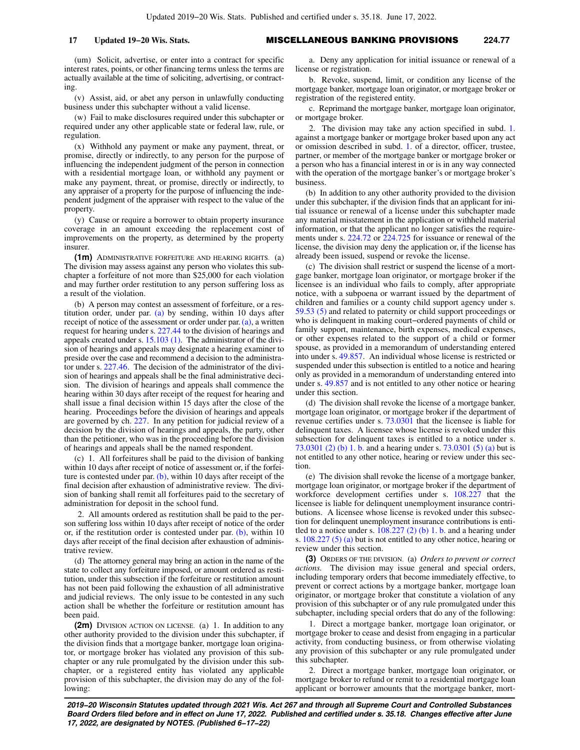(um) Solicit, advertise, or enter into a contract for specific interest rates, points, or other financing terms unless the terms are actually available at the time of soliciting, advertising, or contracting.

(v) Assist, aid, or abet any person in unlawfully conducting business under this subchapter without a valid license.

(w) Fail to make disclosures required under this subchapter or required under any other applicable state or federal law, rule, or regulation.

(x) Withhold any payment or make any payment, threat, or promise, directly or indirectly, to any person for the purpose of influencing the independent judgment of the person in connection with a residential mortgage loan, or withhold any payment or make any payment, threat, or promise, directly or indirectly, to any appraiser of a property for the purpose of influencing the independent judgment of the appraiser with respect to the value of the property.

(y) Cause or require a borrower to obtain property insurance coverage in an amount exceeding the replacement cost of improvements on the property, as determined by the property insurer.

**(1m)** ADMINISTRATIVE FORFEITURE AND HEARING RIGHTS. (a) The division may assess against any person who violates this subchapter a forfeiture of not more than $25,000 for each violation and may further order restitution to any person suffering loss as a result of the violation.

(b) A person may contest an assessment of forfeiture, or a restitution order, under par. (a) by sending, within 10 days after receipt of notice of the assessment or order under par. (a), a written request for hearing under s. 227.44 to the division of hearings and appeals created under s. 15.103 (1). The administrator of the division of hearings and appeals may designate a hearing examiner to preside over the case and recommend a decision to the administrator under s. 227.46. The decision of the administrator of the division of hearings and appeals shall be the final administrative decision. The division of hearings and appeals shall commence the hearing within 30 days after receipt of the request for hearing and shall issue a final decision within 15 days after the close of the hearing. Proceedings before the division of hearings and appeals are governed by ch. 227. In any petition for judicial review of a decision by the division of hearings and appeals, the party, other than the petitioner, who was in the proceeding before the division of hearings and appeals shall be the named respondent.

(c) 1. All forfeitures shall be paid to the division of banking within 10 days after receipt of notice of assessment or, if the forfeiture is contested under par. (b), within 10 days after receipt of the final decision after exhaustion of administrative review. The division of banking shall remit all forfeitures paid to the secretary of administration for deposit in the school fund.

2. All amounts ordered as restitution shall be paid to the person suffering loss within 10 days after receipt of notice of the order or, if the restitution order is contested under par. (b), within 10 days after receipt of the final decision after exhaustion of administrative review.

(d) The attorney general may bring an action in the name of the state to collect any forfeiture imposed, or amount ordered as restitution, under this subsection if the forfeiture or restitution amount has not been paid following the exhaustion of all administrative and judicial reviews. The only issue to be contested in any such action shall be whether the forfeiture or restitution amount has been paid.

**(2m)** DIVISION ACTION ON LICENSE. (a) 1. In addition to any other authority provided to the division under this subchapter, if the division finds that a mortgage banker, mortgage loan originator, or mortgage broker has violated any provision of this subchapter or any rule promulgated by the division under this subchapter, or a registered entity has violated any applicable provision of this subchapter, the division may do any of the following:

a. Deny any application for initial issuance or renewal of a license or registration.

b. Revoke, suspend, limit, or condition any license of the mortgage banker, mortgage loan originator, or mortgage broker or registration of the registered entity.

c. Reprimand the mortgage banker, mortgage loan originator, or mortgage broker.

2. The division may take any action specified in subd. 1. against a mortgage banker or mortgage broker based upon any act or omission described in subd. 1. of a director, officer, trustee, partner, or member of the mortgage banker or mortgage broker or a person who has a financial interest in or is in any way connected with the operation of the mortgage banker's or mortgage broker's business.

(b) In addition to any other authority provided to the division under this subchapter, if the division finds that an applicant for initial issuance or renewal of a license under this subchapter made any material misstatement in the application or withheld material information, or that the applicant no longer satisfies the requirements under s. 224.72 or 224.725 for issuance or renewal of the license, the division may deny the application or, if the license has already been issued, suspend or revoke the license.

(c) The division shall restrict or suspend the license of a mortgage banker, mortgage loan originator, or mortgage broker if the licensee is an individual who fails to comply, after appropriate notice, with a subpoena or warrant issued by the department of children and families or a county child support agency under s. 59.53 (5) and related to paternity or child support proceedings or who is delinquent in making court−ordered payments of child or family support, maintenance, birth expenses, medical expenses, or other expenses related to the support of a child or former spouse, as provided in a memorandum of understanding entered into under s. 49.857. An individual whose license is restricted or suspended under this subsection is entitled to a notice and hearing only as provided in a memorandum of understanding entered into under s. 49.857 and is not entitled to any other notice or hearing under this section.

(d) The division shall revoke the license of a mortgage banker, mortgage loan originator, or mortgage broker if the department of revenue certifies under s. 73.0301 that the licensee is liable for delinquent taxes. A licensee whose license is revoked under this subsection for delinquent taxes is entitled to a notice under s. 73.0301 (2) (b) 1. b. and a hearing under s. 73.0301 (5) (a) but is not entitled to any other notice, hearing or review under this section.

(e) The division shall revoke the license of a mortgage banker, mortgage loan originator, or mortgage broker if the department of workforce development certifies under s. 108.227 that the licensee is liable for delinquent unemployment insurance contributions. A licensee whose license is revoked under this subsection for delinquent unemployment insurance contributions is entitled to a notice under s. 108.227 (2) (b) 1. b. and a hearing under s. 108.227 (5) (a) but is not entitled to any other notice, hearing or review under this section.

**(3)** ORDERS OF THE DIVISION. (a) *Orders to prevent or correct actions.* The division may issue general and special orders, including temporary orders that become immediately effective, to prevent or correct actions by a mortgage banker, mortgage loan originator, or mortgage broker that constitute a violation of any provision of this subchapter or of any rule promulgated under this subchapter, including special orders that do any of the following:

1. Direct a mortgage banker, mortgage loan originator, or mortgage broker to cease and desist from engaging in a particular activity, from conducting business, or from otherwise violating any provision of this subchapter or any rule promulgated under this subchapter.

2. Direct a mortgage banker, mortgage loan originator, or mortgage broker to refund or remit to a residential mortgage loan applicant or borrower amounts that the mortgage banker, mort-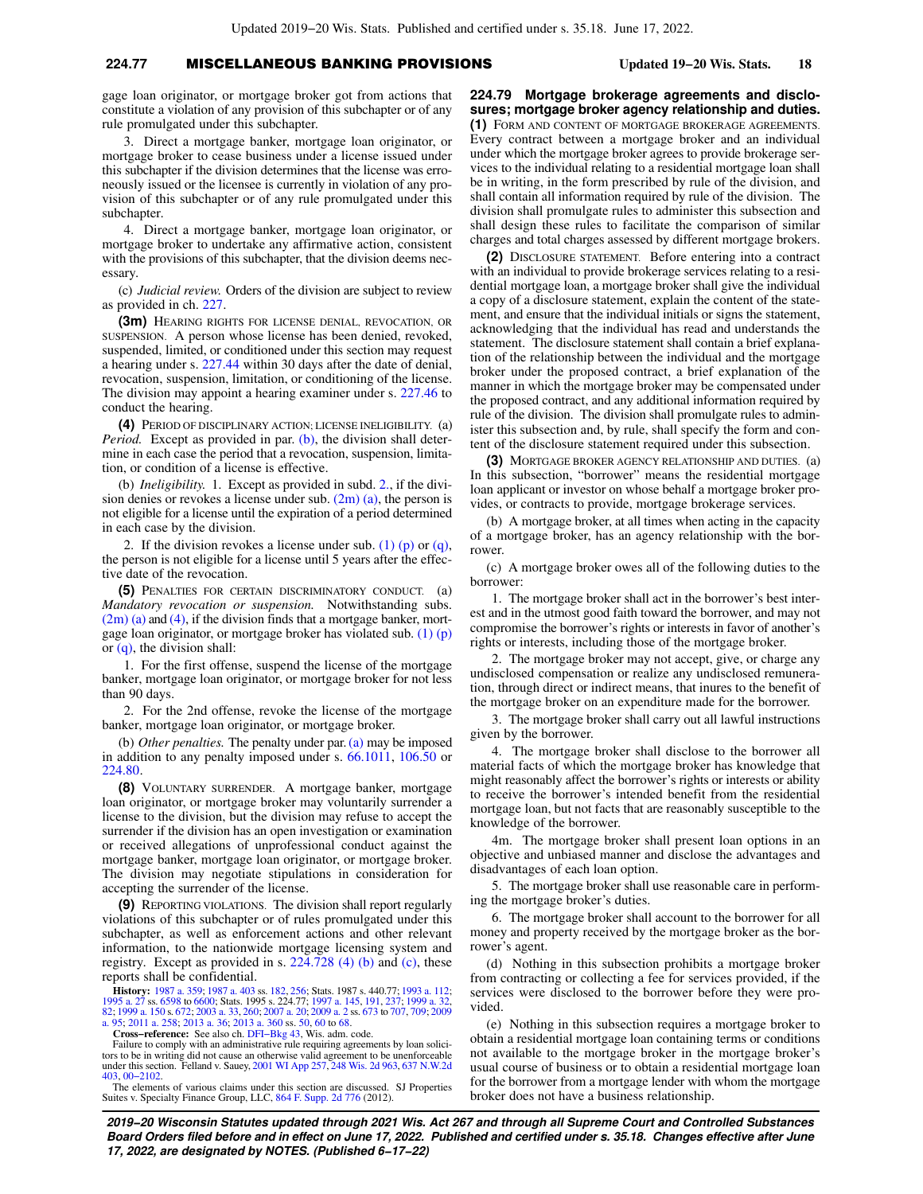gage loan originator, or mortgage broker got from actions that constitute a violation of any provision of this subchapter or of any rule promulgated under this subchapter.

3. Direct a mortgage banker, mortgage loan originator, or mortgage broker to cease business under a license issued under this subchapter if the division determines that the license was erroneously issued or the licensee is currently in violation of any provision of this subchapter or of any rule promulgated under this subchapter.

4. Direct a mortgage banker, mortgage loan originator, or mortgage broker to undertake any affirmative action, consistent with the provisions of this subchapter, that the division deems necessary.

(c) *Judicial review.* Orders of the division are subject to review as provided in ch. 227.

**(3m)** HEARING RIGHTS FOR LICENSE DENIAL, REVOCATION, OR SUSPENSION. A person whose license has been denied, revoked, suspended, limited, or conditioned under this section may request a hearing under s. 227.44 within 30 days after the date of denial, revocation, suspension, limitation, or conditioning of the license. The division may appoint a hearing examiner under s. 227.46 to conduct the hearing.

**(4)** PERIOD OF DISCIPLINARY ACTION; LICENSE INELIGIBILITY. (a) *Period.* Except as provided in par. (b), the division shall determine in each case the period that a revocation, suspension, limitation, or condition of a license is effective.

(b) *Ineligibility.* 1. Except as provided in subd. 2., if the division denies or revokes a license under sub. (2m) (a), the person is not eligible for a license until the expiration of a period determined in each case by the division.

2. If the division revokes a license under sub. (1) (p) or (q), the person is not eligible for a license until 5 years after the effective date of the revocation.

**(5)** PENALTIES FOR CERTAIN DISCRIMINATORY CONDUCT. (a) *Mandatory revocation or suspension.* Notwithstanding subs. (2m) (a) and (4), if the division finds that a mortgage banker, mortgage loan originator, or mortgage broker has violated sub. (1) (p) or (q), the division shall:

1. For the first offense, suspend the license of the mortgage banker, mortgage loan originator, or mortgage broker for not less than 90 days.

2. For the 2nd offense, revoke the license of the mortgage banker, mortgage loan originator, or mortgage broker.

(b) *Other penalties.* The penalty under par. (a) may be imposed in addition to any penalty imposed under s. 66.1011, 106.50 or 224.80.

**(8)** VOLUNTARY SURRENDER. A mortgage banker, mortgage loan originator, or mortgage broker may voluntarily surrender a license to the division, but the division may refuse to accept the surrender if the division has an open investigation or examination or received allegations of unprofessional conduct against the mortgage banker, mortgage loan originator, or mortgage broker. The division may negotiate stipulations in consideration for accepting the surrender of the license.

**(9)** REPORTING VIOLATIONS. The division shall report regularly violations of this subchapter or of rules promulgated under this subchapter, as well as enforcement actions and other relevant information, to the nationwide mortgage licensing system and registry. Except as provided in s. 224.728 (4) (b) and (c), these reports shall be confidential.

**History:** 1987 a. 359; 1987 a. 403 ss. 182, 256; Stats. 1987 s. 440.77; 1993 a. 112; 1995 a. 27 ss. 6598 to 6600; Stats. 1995 s. 224.77; 1997 a. 145, 191, 237; 1999 a. 32, 82; 1999 a. 150 s. 672; 2003 a. 33, 260; 2007 a. 20; 2009 a. 2 ss. 673 to 707, 709; 2009 a. 95; 2011 a. 258; 2013 a. 36; 2013 a. 360 ss. 50, 60 to 68.

**Cross-reference:** See also ch. DFI-Bkg 43, Wis. adm. code.

Failure to comply with an administrative rule requiring agreements by loan solicitors to be in writing did not cause an otherwise valid agreement to be unenforceable under this section. Felland v. Sauey, 2001 WI App 257, 248 Wis. 2d 963, 637 N.W.2d 403, 00-2102.

The elements of various claims under this section are discussed. SJ Properties Suites v. Specialty Finance Group, LLC, 864 F. Supp. 2d 776 (2012).

## 224.79 Mortgage brokerage agreements and disclosures; mortgage broker agency relationship and duties.

**(1)** FORM AND CONTENT OF MORTGAGE BROKERAGE AGREEMENTS. Every contract between a mortgage broker and an individual under which the mortgage broker agrees to provide brokerage services to the individual relating to a residential mortgage loan shall be in writing, in the form prescribed by rule of the division, and shall contain all information required by rule of the division. The division shall promulgate rules to administer this subsection and shall design these rules to facilitate the comparison of similar charges and total charges assessed by different mortgage brokers.

**(2)** DISCLOSURE STATEMENT. Before entering into a contract with an individual to provide brokerage services relating to a residential mortgage loan, a mortgage broker shall give the individual a copy of a disclosure statement, explain the content of the statement, and ensure that the individual initials or signs the statement, acknowledging that the individual has read and understands the statement. The disclosure statement shall contain a brief explanation of the relationship between the individual and the mortgage broker under the proposed contract, a brief explanation of the manner in which the mortgage broker may be compensated under the proposed contract, and any additional information required by rule of the division. The division shall promulgate rules to administer this subsection and, by rule, shall specify the form and content of the disclosure statement required under this subsection.

**(3)** MORTGAGE BROKER AGENCY RELATIONSHIP AND DUTIES. (a) In this subsection, "borrower" means the residential mortgage loan applicant or investor on whose behalf a mortgage broker provides, or contracts to provide, mortgage brokerage services.

(b) A mortgage broker, at all times when acting in the capacity of a mortgage broker, has an agency relationship with the borrower.

(c) A mortgage broker owes all of the following duties to the borrower:

1. The mortgage broker shall act in the borrower's best interest and in the utmost good faith toward the borrower, and may not compromise the borrower's rights or interests in favor of another's rights or interests, including those of the mortgage broker.

2. The mortgage broker may not accept, give, or charge any undisclosed compensation or realize any undisclosed remuneration, through direct or indirect means, that inures to the benefit of the mortgage broker on an expenditure made for the borrower.

3. The mortgage broker shall carry out all lawful instructions given by the borrower.

4. The mortgage broker shall disclose to the borrower all material facts of which the mortgage broker has knowledge that might reasonably affect the borrower's rights or interests or ability to receive the borrower's intended benefit from the residential mortgage loan, but not facts that are reasonably susceptible to the knowledge of the borrower.

4m. The mortgage broker shall present loan options in an objective and unbiased manner and disclose the advantages and disadvantages of each loan option.

5. The mortgage broker shall use reasonable care in performing the mortgage broker's duties.

6. The mortgage broker shall account to the borrower for all money and property received by the mortgage broker as the borrower's agent.

(d) Nothing in this subsection prohibits a mortgage broker from contracting or collecting a fee for services provided, if the services were disclosed to the borrower before they were provided.

(e) Nothing in this subsection requires a mortgage broker to obtain a residential mortgage loan containing terms or conditions not available to the mortgage broker in the mortgage broker's usual course of business or to obtain a residential mortgage loan for the borrower from a mortgage lender with whom the mortgage broker does not have a business relationship.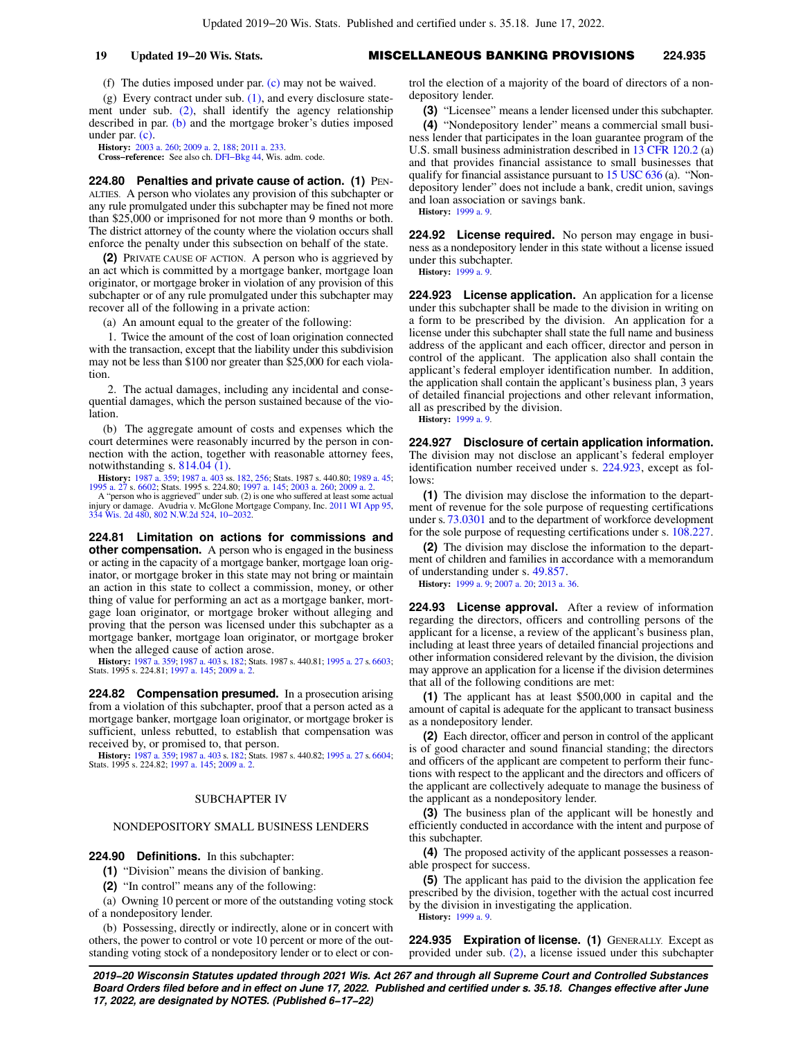(f) The duties imposed under par. (c) may not be waived.

(g) Every contract under sub. (1), and every disclosure statement under sub. (2), shall identify the agency relationship described in par. (b) and the mortgage broker's duties imposed under par. (c).

**History:** 2003 a. 260; 2009 a. 2, 188; 2011 a. 233.

**Cross−reference:** See also ch. DFI−Bkg 44, Wis. adm. code.

**224.80 Penalties and private cause of action.** **(1)** PENALTIES. A person who violates any provision of this subchapter or any rule promulgated under this subchapter may be fined not more than $25,000 or imprisoned for not more than 9 months or both. The district attorney of the county where the violation occurs shall enforce the penalty under this subsection on behalf of the state.

**(2)** PRIVATE CAUSE OF ACTION. A person who is aggrieved by an act which is committed by a mortgage banker, mortgage loan originator, or mortgage broker in violation of any provision of this subchapter or of any rule promulgated under this subchapter may recover all of the following in a private action:

(a) An amount equal to the greater of the following:

1. Twice the amount of the cost of loan origination connected with the transaction, except that the liability under this subdivision may not be less than $100 nor greater than $25,000 for each violation.

2. The actual damages, including any incidental and consequential damages, which the person sustained because of the violation.

(b) The aggregate amount of costs and expenses which the court determines were reasonably incurred by the person in connection with the action, together with reasonable attorney fees, notwithstanding s. 814.04 (1).

**History:** 1987 a. 359; 1987 a. 403 ss. 182, 256; Stats. 1987 s. 440.80; 1989 a. 45; 1995 a. 27 s. 6602; Stats. 1995 s. 224.80; 1997 a. 145; 2003 a. 260; 2009 a. 2.

A "person who is aggrieved" under sub. (2) is one who suffered at least some actual injury or damage. Avudria v. McGlone Mortgage Company, Inc. 2011 WI App 95, 334 Wis. 2d 480, 802 N.W.2d 524, 10−2032.

**224.81 Limitation on actions for commissions and other compensation.** A person who is engaged in the business or acting in the capacity of a mortgage banker, mortgage loan originator, or mortgage broker in this state may not bring or maintain an action in this state to collect a commission, money, or other thing of value for performing an act as a mortgage banker, mortgage loan originator, or mortgage broker without alleging and proving that the person was licensed under this subchapter as a mortgage banker, mortgage loan originator, or mortgage broker when the alleged cause of action arose.

**History:** 1987 a. 359; 1987 a. 403 s. 182; Stats. 1987 s. 440.81; 1995 a. 27 s. 6603; Stats. 1995 s. 224.81; 1997 a. 145; 2009 a. 2.

**224.82 Compensation presumed.** In a prosecution arising from a violation of this subchapter, proof that a person acted as a mortgage banker, mortgage loan originator, or mortgage broker is sufficient, unless rebutted, to establish that compensation was received by, or promised to, that person.

**History:** 1987 a. 359; 1987 a. 403 s. 182; Stats. 1987 s. 440.82; 1995 a. 27 s. 6604; Stats. 1995 s. 224.82; 1997 a. 145; 2009 a. 2.

## SUBCHAPTER IV

## NONDEPOSITORY SMALL BUSINESS LENDERS

**224.90 Definitions.** In this subchapter:

**(1)** "Division" means the division of banking.

**(2)** "In control" means any of the following:

(a) Owning 10 percent or more of the outstanding voting stock of a nondepository lender.

(b) Possessing, directly or indirectly, alone or in concert with others, the power to control or vote 10 percent or more of the outstanding voting stock of a nondepository lender or to elect or control the election of a majority of the board of directors of a nondepository lender.

**(3)** "Licensee" means a lender licensed under this subchapter.

**(4)** "Nondepository lender" means a commercial small business lender that participates in the loan guarantee program of the U.S. small business administration described in 13 CFR 120.2 (a) and that provides financial assistance to small businesses that qualify for financial assistance pursuant to 15 USC 636 (a). "Nondepository lender" does not include a bank, credit union, savings and loan association or savings bank.

**History:** 1999 a. 9.

**224.92 License required.** No person may engage in business as a nondepository lender in this state without a license issued under this subchapter.

**History:** 1999 a. 9.

**224.923 License application.** An application for a license under this subchapter shall be made to the division in writing on a form to be prescribed by the division. An application for a license under this subchapter shall state the full name and business address of the applicant and each officer, director and person in control of the applicant. The application also shall contain the applicant's federal employer identification number. In addition, the application shall contain the applicant's business plan, 3 years of detailed financial projections and other relevant information, all as prescribed by the division.

**History:** 1999 a. 9.

**224.927 Disclosure of certain application information.** The division may not disclose an applicant's federal employer identification number received under s. 224.923, except as follows:

**(1)** The division may disclose the information to the department of revenue for the sole purpose of requesting certifications under s. 73.0301 and to the department of workforce development for the sole purpose of requesting certifications under s. 108.227.

**(2)** The division may disclose the information to the department of children and families in accordance with a memorandum of understanding under s. 49.857.

**History:** 1999 a. 9; 2007 a. 20; 2013 a. 36.

**224.93 License approval.** After a review of information regarding the directors, officers and controlling persons of the applicant for a license, a review of the applicant's business plan, including at least three years of detailed financial projections and other information considered relevant by the division, the division may approve an application for a license if the division determines that all of the following conditions are met:

**(1)** The applicant has at least $500,000 in capital and the amount of capital is adequate for the applicant to transact business as a nondepository lender.

**(2)** Each director, officer and person in control of the applicant is of good character and sound financial standing; the directors and officers of the applicant are competent to perform their functions with respect to the applicant and the directors and officers of the applicant are collectively adequate to manage the business of the applicant as a nondepository lender.

**(3)** The business plan of the applicant will be honestly and efficiently conducted in accordance with the intent and purpose of this subchapter.

**(4)** The proposed activity of the applicant possesses a reasonable prospect for success.

**(5)** The applicant has paid to the division the application fee prescribed by the division, together with the actual cost incurred by the division in investigating the application.

**History:** 1999 a. 9.

**224.935 Expiration of license.** **(1)** GENERALLY. Except as provided under sub. (2), a license issued under this subchapter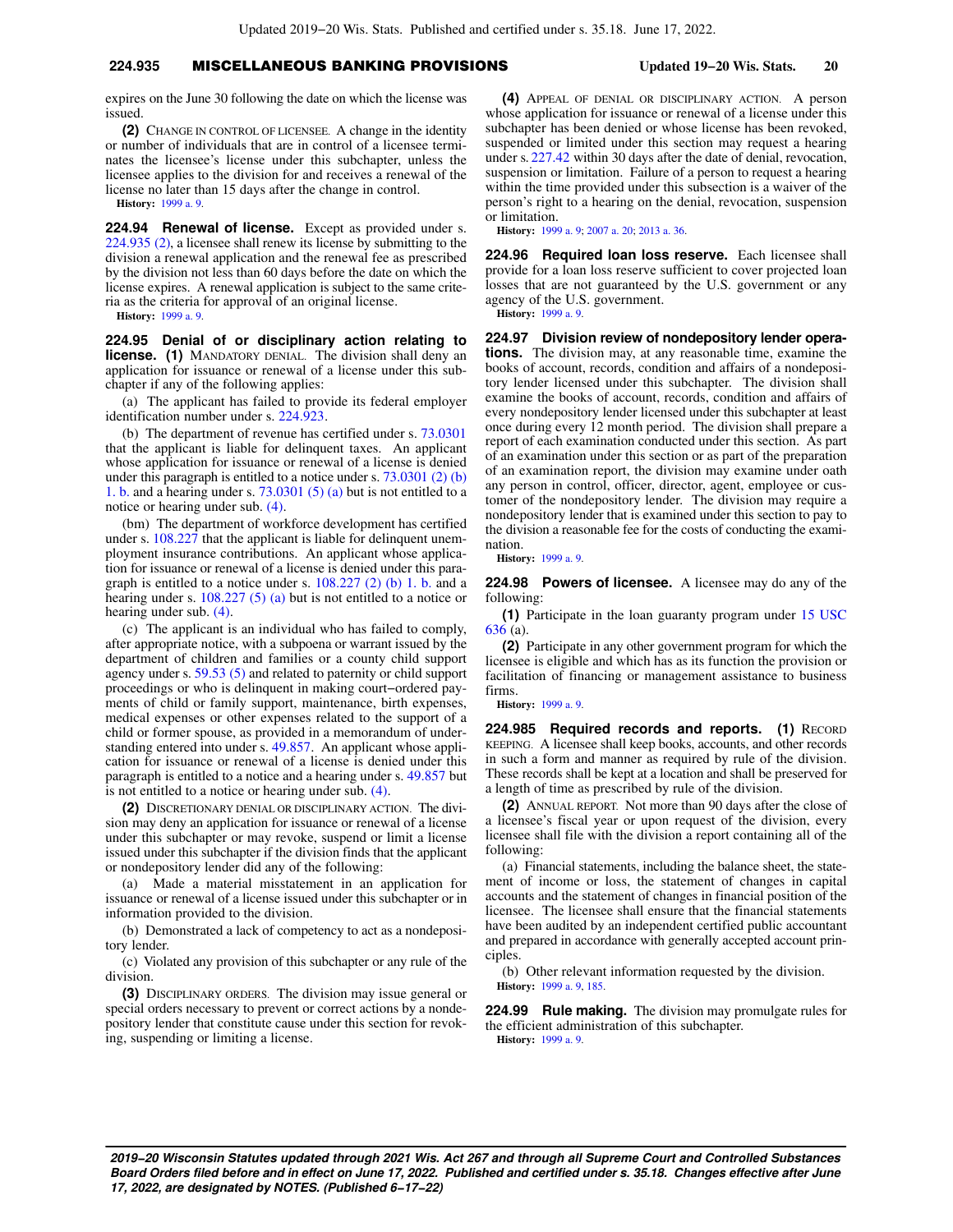expires on the June 30 following the date on which the license was issued.

**(2)** CHANGE IN CONTROL OF LICENSEE. A change in the identity or number of individuals that are in control of a licensee terminates the licensee's license under this subchapter, unless the licensee applies to the division for and receives a renewal of the license no later than 15 days after the change in control.

**History:** 1999 a. 9.

**224.94 Renewal of license.** Except as provided under s. 224.935 (2), a licensee shall renew its license by submitting to the division a renewal application and the renewal fee as prescribed by the division not less than 60 days before the date on which the license expires. A renewal application is subject to the same criteria as the criteria for approval of an original license.

**History:** 1999 a. 9.

**224.95 Denial of or disciplinary action relating to license. (1)** MANDATORY DENIAL. The division shall deny an application for issuance or renewal of a license under this subchapter if any of the following applies:

(a) The applicant has failed to provide its federal employer identification number under s. 224.923.

(b) The department of revenue has certified under s. 73.0301 that the applicant is liable for delinquent taxes. An applicant whose application for issuance or renewal of a license is denied under this paragraph is entitled to a notice under s. 73.0301 (2) (b) 1. b. and a hearing under s. 73.0301 (5) (a) but is not entitled to a notice or hearing under sub. (4).

(bm) The department of workforce development has certified under s. 108.227 that the applicant is liable for delinquent unemployment insurance contributions. An applicant whose application for issuance or renewal of a license is denied under this paragraph is entitled to a notice under s. 108.227 (2) (b) 1. b. and a hearing under s. 108.227 (5) (a) but is not entitled to a notice or hearing under sub. (4).

(c) The applicant is an individual who has failed to comply, after appropriate notice, with a subpoena or warrant issued by the department of children and families or a county child support agency under s. 59.53 (5) and related to paternity or child support proceedings or who is delinquent in making court−ordered payments of child or family support, maintenance, birth expenses, medical expenses or other expenses related to the support of a child or former spouse, as provided in a memorandum of understanding entered into under s. 49.857. An applicant whose application for issuance or renewal of a license is denied under this paragraph is entitled to a notice and a hearing under s. 49.857 but is not entitled to a notice or hearing under sub. (4).

**(2)** DISCRETIONARY DENIAL OR DISCIPLINARY ACTION. The division may deny an application for issuance or renewal of a license under this subchapter or may revoke, suspend or limit a license issued under this subchapter if the division finds that the applicant or nondepository lender did any of the following:

(a) Made a material misstatement in an application for issuance or renewal of a license issued under this subchapter or in information provided to the division.

(b) Demonstrated a lack of competency to act as a nondepository lender.

(c) Violated any provision of this subchapter or any rule of the division.

**(3)** DISCIPLINARY ORDERS. The division may issue general or special orders necessary to prevent or correct actions by a nondepository lender that constitute cause under this section for revoking, suspending or limiting a license.

**(4)** APPEAL OF DENIAL OR DISCIPLINARY ACTION. A person whose application for issuance or renewal of a license under this subchapter has been denied or whose license has been revoked, suspended or limited under this section may request a hearing under s. 227.42 within 30 days after the date of denial, revocation, suspension or limitation. Failure of a person to request a hearing within the time provided under this subsection is a waiver of the person's right to a hearing on the denial, revocation, suspension or limitation.

**History:** 1999 a. 9; 2007 a. 20; 2013 a. 36.

**224.96 Required loan loss reserve.** Each licensee shall provide for a loan loss reserve sufficient to cover projected loan losses that are not guaranteed by the U.S. government or any agency of the U.S. government.

**History:** 1999 a. 9.

**224.97 Division review of nondepository lender operations.** The division may, at any reasonable time, examine the books of account, records, condition and affairs of a nondepository lender licensed under this subchapter. The division shall examine the books of account, records, condition and affairs of every nondepository lender licensed under this subchapter at least once during every 12 month period. The division shall prepare a report of each examination conducted under this section. As part of an examination under this section or as part of the preparation of an examination report, the division may examine under oath any person in control, officer, director, agent, employee or customer of the nondepository lender. The division may require a nondepository lender that is examined under this section to pay to the division a reasonable fee for the costs of conducting the examination.

**History:** 1999 a. 9.

**224.98 Powers of licensee.** A licensee may do any of the following:

**(1)** Participate in the loan guaranty program under 15 USC 636 (a).

**(2)** Participate in any other government program for which the licensee is eligible and which has as its function the provision or facilitation of financing or management assistance to business firms.

**History:** 1999 a. 9.

**224.985 Required records and reports. (1)** RECORD KEEPING. A licensee shall keep books, accounts, and other records in such a form and manner as required by rule of the division. These records shall be kept at a location and shall be preserved for a length of time as prescribed by rule of the division.

**(2)** ANNUAL REPORT. Not more than 90 days after the close of a licensee's fiscal year or upon request of the division, every licensee shall file with the division a report containing all of the following:

(a) Financial statements, including the balance sheet, the statement of income or loss, the statement of changes in capital accounts and the statement of changes in financial position of the licensee. The licensee shall ensure that the financial statements have been audited by an independent certified public accountant and prepared in accordance with generally accepted account principles.

(b) Other relevant information requested by the division.

**History:** 1999 a. 9, 185.

**224.99 Rule making.** The division may promulgate rules for the efficient administration of this subchapter.

**History:** 1999 a. 9.